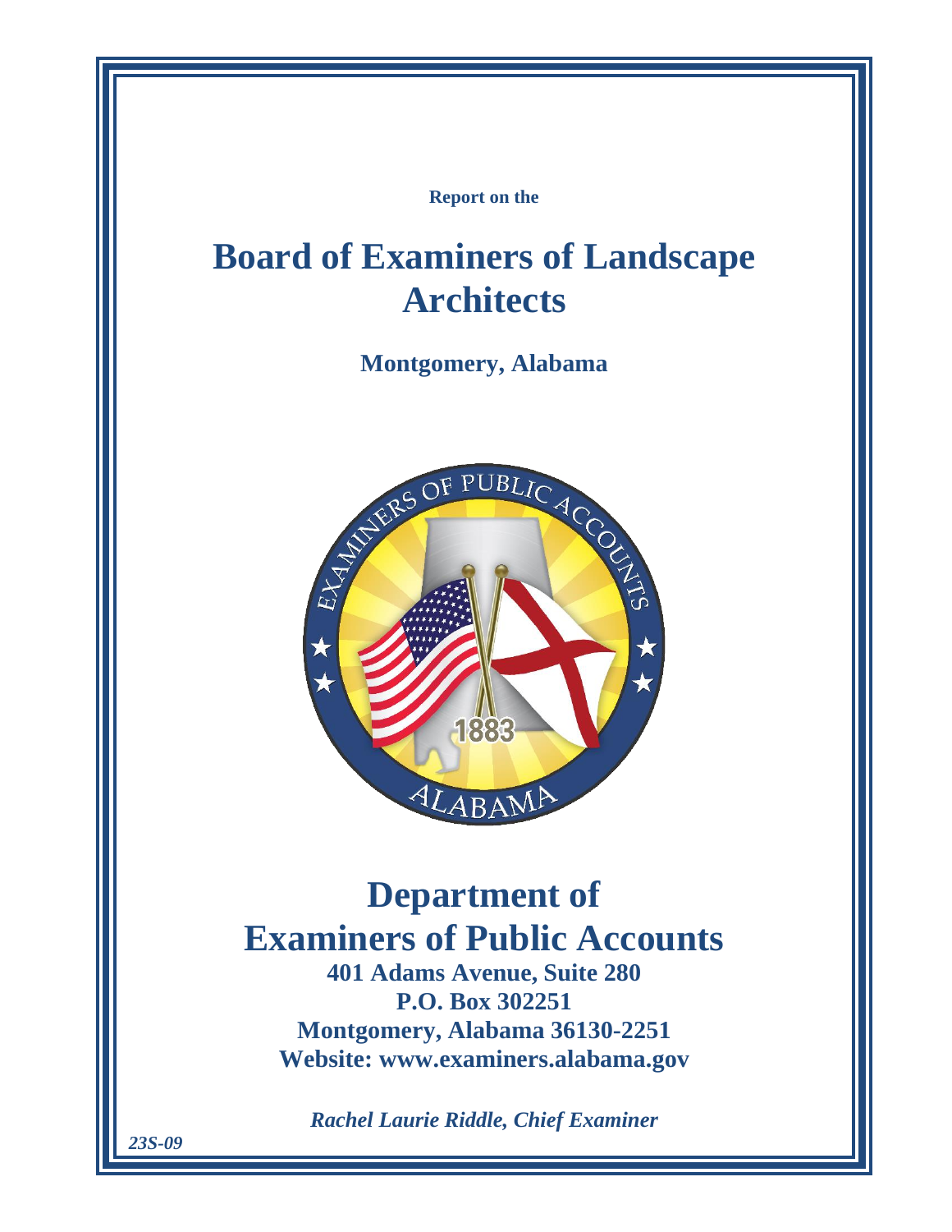Report on the

# Board of Examiners of Landscape Architects

## Montgomery, Alabama

# Department of Examiners of Public Accounts

**401 Adams Avenue, Suite 280**
**P.O. Box 302251**
**Montgomery, Alabama 36130-2251**
**Website: www.examiners.alabama.gov**

***Rachel Laurie Riddle, Chief Examiner***

***23S-09***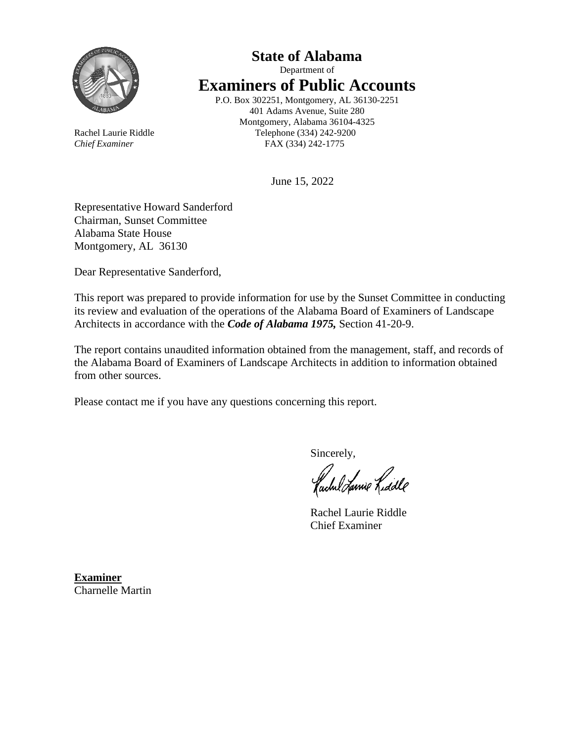**State of Alabama**

Department of

# Examiners of Public Accounts

P.O. Box 302251, Montgomery, AL 36130-2251
401 Adams Avenue, Suite 280
Montgomery, Alabama 36104-4325
Telephone (334) 242-9200
FAX (334) 242-1775

Rachel Laurie Riddle
*Chief Examiner*

June 15, 2022

Representative Howard Sanderford
Chairman, Sunset Committee
Alabama State House
Montgomery, AL 36130

Dear Representative Sanderford,

This report was prepared to provide information for use by the Sunset Committee in conducting its review and evaluation of the operations of the Alabama Board of Examiners of Landscape Architects in accordance with the ***Code of Alabama 1975,*** Section 41-20-9.

The report contains unaudited information obtained from the management, staff, and records of the Alabama Board of Examiners of Landscape Architects in addition to information obtained from other sources.

Please contact me if you have any questions concerning this report.

Sincerely,

Rachel Laurie Riddle
Chief Examiner

**Examiner**
Charnelle Martin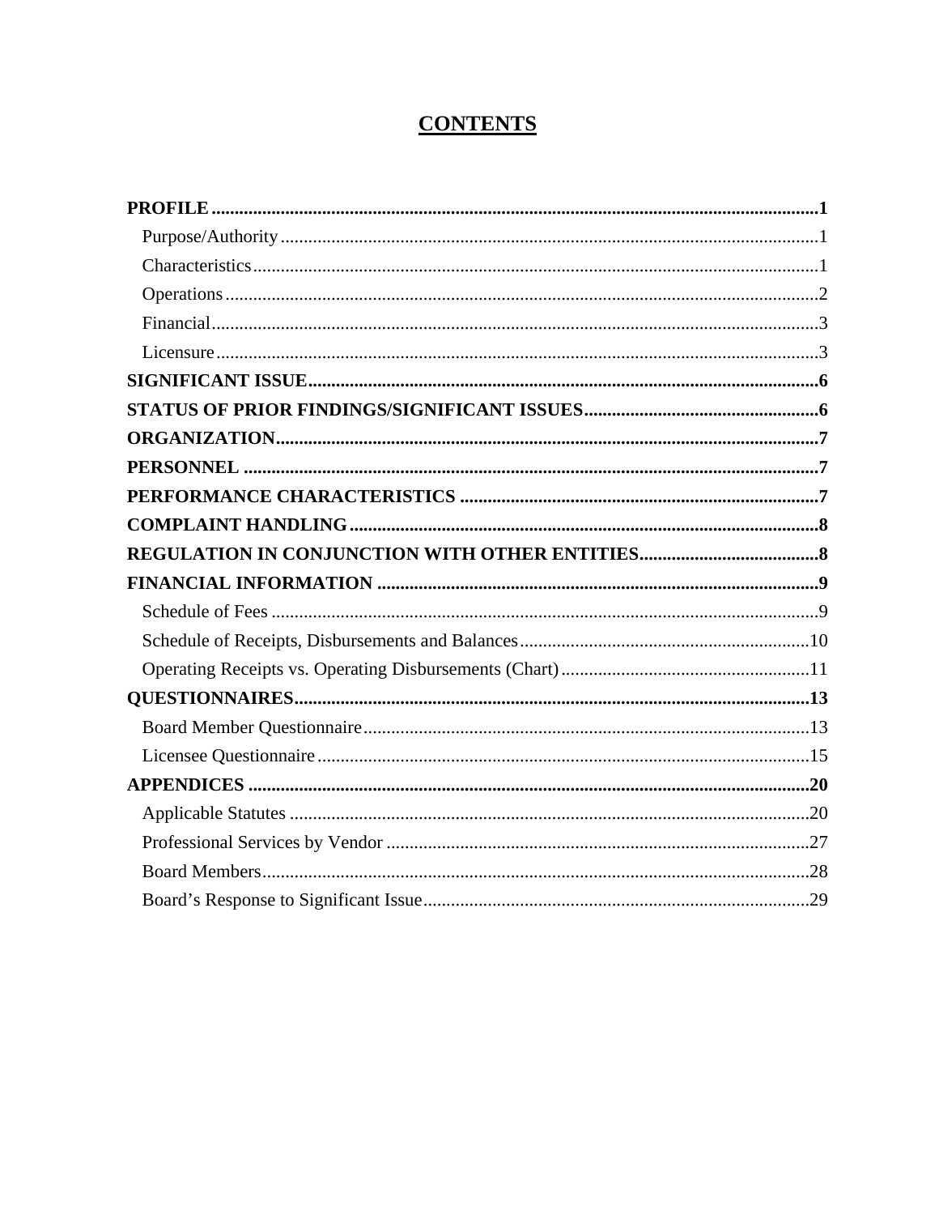# CONTENTS

**PROFILE** ........................................................................................................................ **1**

- Purpose/Authority ........................................................................................................ 1
- Characteristics ............................................................................................................. 1
- Operations ................................................................................................................... 2
- Financial ...................................................................................................................... 3
- Licensure ..................................................................................................................... 3

**SIGNIFICANT ISSUE** ........................................................................................................ **6**

**STATUS OF PRIOR FINDINGS/SIGNIFICANT ISSUES** ........................................................ **6**

**ORGANIZATION** ............................................................................................................... **7**

**PERSONNEL** ...................................................................................................................... **7**

**PERFORMANCE CHARACTERISTICS** ............................................................................... **7**

**COMPLAINT HANDLING** ................................................................................................... **8**

**REGULATION IN CONJUNCTION WITH OTHER ENTITIES** ................................................ **8**

**FINANCIAL INFORMATION** .............................................................................................. **9**

- Schedule of Fees .......................................................................................................... 9
- Schedule of Receipts, Disbursements and Balances ..................................................... 10
- Operating Receipts vs. Operating Disbursements (Chart) ............................................. 11

**QUESTIONNAIRES** .......................................................................................................... **13**

- Board Member Questionnaire ..................................................................................... 13
- Licensee Questionnaire .............................................................................................. 15

**APPENDICES** ................................................................................................................... **20**

- Applicable Statutes .................................................................................................... 20
- Professional Services by Vendor ................................................................................ 27
- Board Members .......................................................................................................... 28
- Board's Response to Significant Issue ......................................................................... 29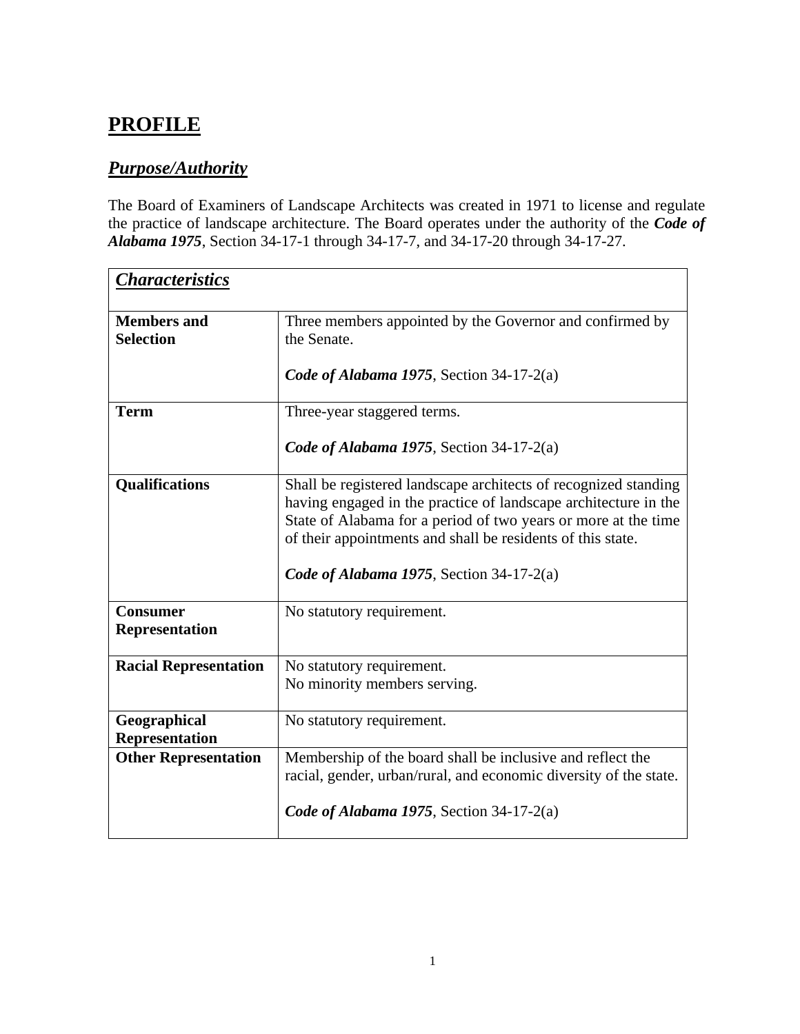# PROFILE

## *Purpose/Authority*

The Board of Examiners of Landscape Architects was created in 1971 to license and regulate the practice of landscape architecture. The Board operates under the authority of the ***Code of Alabama 1975***, Section 34-17-1 through 34-17-7, and 34-17-20 through 34-17-27.

| *Characteristics* | |
|---|---|
| **Members and Selection** | Three members appointed by the Governor and confirmed by the Senate.<br><br>***Code of Alabama 1975***, Section 34-17-2(a) |
| **Term** | Three-year staggered terms.<br><br>***Code of Alabama 1975***, Section 34-17-2(a) |
| **Qualifications** | Shall be registered landscape architects of recognized standing having engaged in the practice of landscape architecture in the State of Alabama for a period of two years or more at the time of their appointments and shall be residents of this state.<br><br>***Code of Alabama 1975***, Section 34-17-2(a) |
| **Consumer Representation** | No statutory requirement. |
| **Racial Representation** | No statutory requirement.<br>No minority members serving. |
| **Geographical Representation** | No statutory requirement. |
| **Other Representation** | Membership of the board shall be inclusive and reflect the racial, gender, urban/rural, and economic diversity of the state.<br><br>***Code of Alabama 1975***, Section 34-17-2(a) |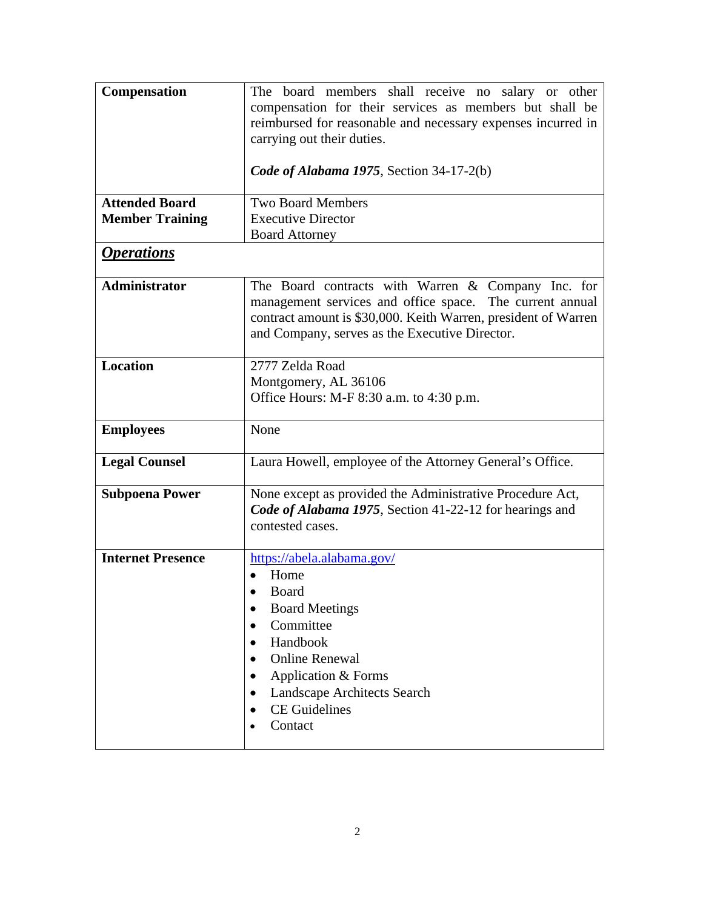| | |
|---|---|
| **Compensation** | The board members shall receive no salary or other compensation for their services as members but shall be reimbursed for reasonable and necessary expenses incurred in carrying out their duties.<br><br>***Code of Alabama 1975***, Section 34-17-2(b) |
| **Attended Board Member Training** | Two Board Members<br>Executive Director<br>Board Attorney |

## ***Operations***

| | |
|---|---|
| **Administrator** | The Board contracts with Warren & Company Inc. for management services and office space. The current annual contract amount is $30,000. Keith Warren, president of Warren and Company, serves as the Executive Director. |
| **Location** | 2777 Zelda Road<br>Montgomery, AL 36106<br>Office Hours: M-F 8:30 a.m. to 4:30 p.m. |
| **Employees** | None |
| **Legal Counsel** | Laura Howell, employee of the Attorney General's Office. |
| **Subpoena Power** | None except as provided the Administrative Procedure Act, ***Code of Alabama 1975***, Section 41-22-12 for hearings and contested cases. |
| **Internet Presence** | https://abela.alabama.gov/<br>• Home<br>• Board<br>• Board Meetings<br>• Committee<br>• Handbook<br>• Online Renewal<br>• Application & Forms<br>• Landscape Architects Search<br>• CE Guidelines<br>• Contact |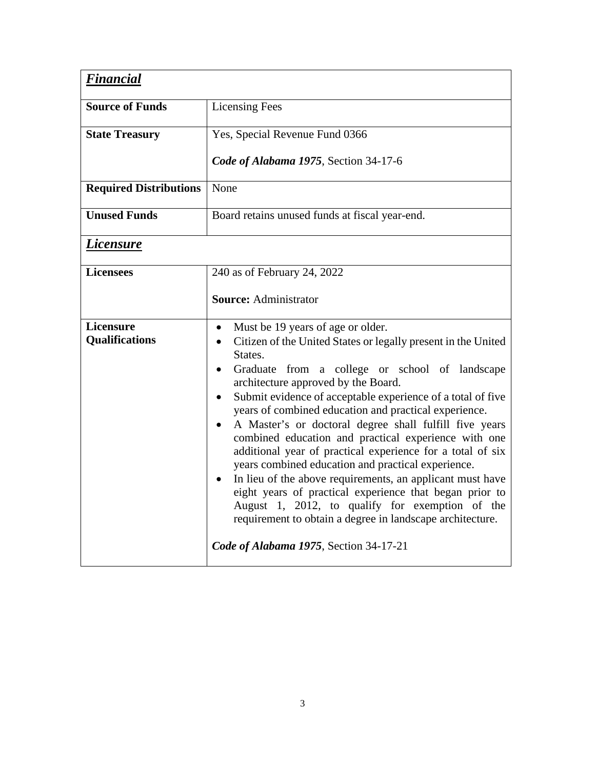| ***Financial*** | |
|---|---|
| **Source of Funds** | Licensing Fees |
| **State Treasury** | Yes, Special Revenue Fund 0366<br><br>***Code of Alabama 1975***, Section 34-17-6 |
| **Required Distributions** | None |
| **Unused Funds** | Board retains unused funds at fiscal year-end. |

| ***Licensure*** | |
|---|---|
| **Licensees** | 240 as of February 24, 2022<br><br>**Source:** Administrator |
| **Licensure Qualifications** | • Must be 19 years of age or older.<br>• Citizen of the United States or legally present in the United States.<br>• Graduate from a college or school of landscape architecture approved by the Board.<br>• Submit evidence of acceptable experience of a total of five years of combined education and practical experience.<br>• A Master's or doctoral degree shall fulfill five years combined education and practical experience with one additional year of practical experience for a total of six years combined education and practical experience.<br>• In lieu of the above requirements, an applicant must have eight years of practical experience that began prior to August 1, 2012, to qualify for exemption of the requirement to obtain a degree in landscape architecture.<br><br>***Code of Alabama 1975***, Section 34-17-21 |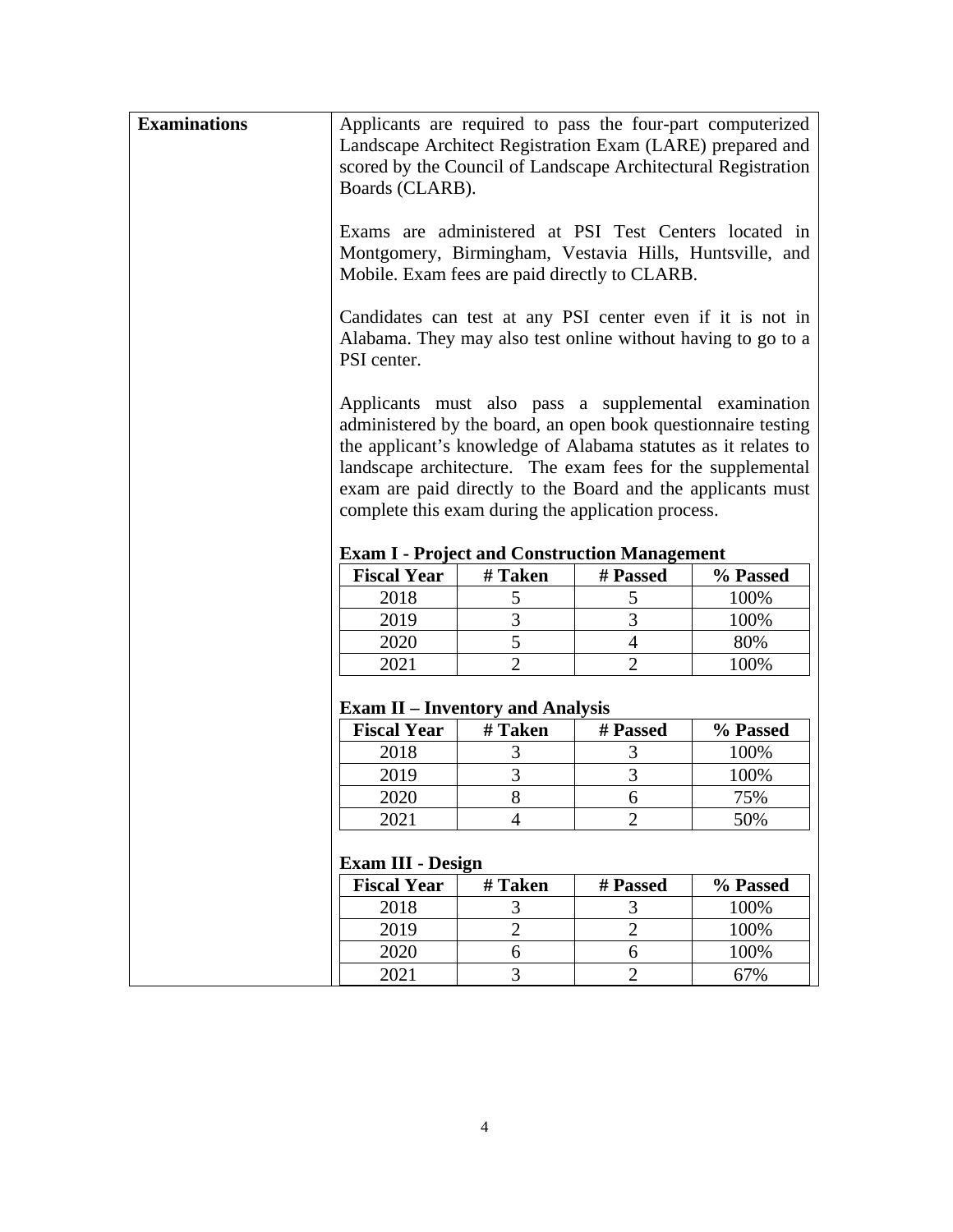**Examinations**

Applicants are required to pass the four-part computerized Landscape Architect Registration Exam (LARE) prepared and scored by the Council of Landscape Architectural Registration Boards (CLARB).

Exams are administered at PSI Test Centers located in Montgomery, Birmingham, Vestavia Hills, Huntsville, and Mobile. Exam fees are paid directly to CLARB.

Candidates can test at any PSI center even if it is not in Alabama. They may also test online without having to go to a PSI center.

Applicants must also pass a supplemental examination administered by the board, an open book questionnaire testing the applicant's knowledge of Alabama statutes as it relates to landscape architecture. The exam fees for the supplemental exam are paid directly to the Board and the applicants must complete this exam during the application process.

**Exam I - Project and Construction Management**

| Fiscal Year | # Taken | # Passed | % Passed |
|---|---|---|---|
| 2018 | 5 | 5 | 100% |
| 2019 | 3 | 3 | 100% |
| 2020 | 5 | 4 | 80% |
| 2021 | 2 | 2 | 100% |

**Exam II – Inventory and Analysis**

| Fiscal Year | # Taken | # Passed | % Passed |
|---|---|---|---|
| 2018 | 3 | 3 | 100% |
| 2019 | 3 | 3 | 100% |
| 2020 | 8 | 6 | 75% |
| 2021 | 4 | 2 | 50% |

**Exam III - Design**

| Fiscal Year | # Taken | # Passed | % Passed |
|---|---|---|---|
| 2018 | 3 | 3 | 100% |
| 2019 | 2 | 2 | 100% |
| 2020 | 6 | 6 | 100% |
| 2021 | 3 | 2 | 67% |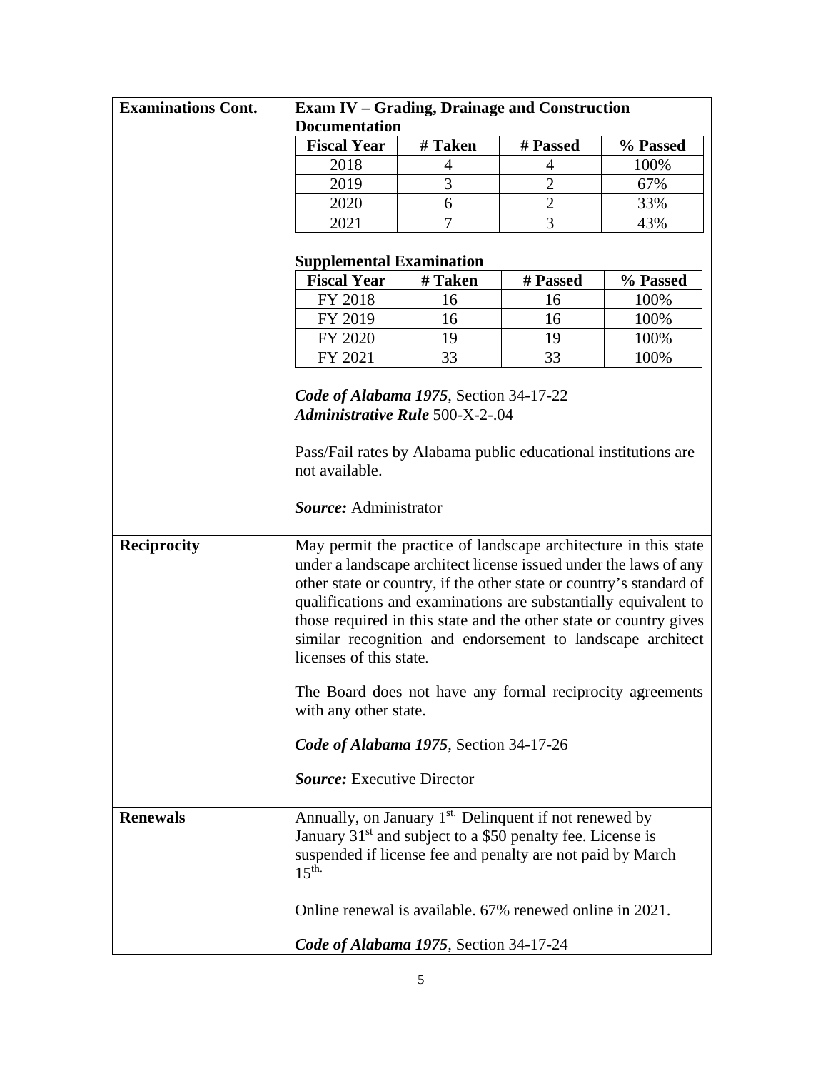**Examinations Cont.**

**Exam IV – Grading, Drainage and Construction Documentation**

| Fiscal Year | # Taken | # Passed | % Passed |
|---|---|---|---|
| 2018 | 4 | 4 | 100% |
| 2019 | 3 | 2 | 67% |
| 2020 | 6 | 2 | 33% |
| 2021 | 7 | 3 | 43% |

**Supplemental Examination**

| Fiscal Year | # Taken | # Passed | % Passed |
|---|---|---|---|
| FY 2018 | 16 | 16 | 100% |
| FY 2019 | 16 | 16 | 100% |
| FY 2020 | 19 | 19 | 100% |
| FY 2021 | 33 | 33 | 100% |

***Code of Alabama 1975***, Section 34-17-22
***Administrative Rule*** 500-X-2-.04

Pass/Fail rates by Alabama public educational institutions are not available.

***Source:*** Administrator

**Reciprocity**

May permit the practice of landscape architecture in this state under a landscape architect license issued under the laws of any other state or country, if the other state or country's standard of qualifications and examinations are substantially equivalent to those required in this state and the other state or country gives similar recognition and endorsement to landscape architect licenses of this state.

The Board does not have any formal reciprocity agreements with any other state.

***Code of Alabama 1975***, Section 34-17-26

***Source:*** Executive Director

**Renewals**

Annually, on January 1st. Delinquent if not renewed by January 31st and subject to a $50 penalty fee. License is suspended if license fee and penalty are not paid by March 15th.

Online renewal is available. 67% renewed online in 2021.

***Code of Alabama 1975***, Section 34-17-24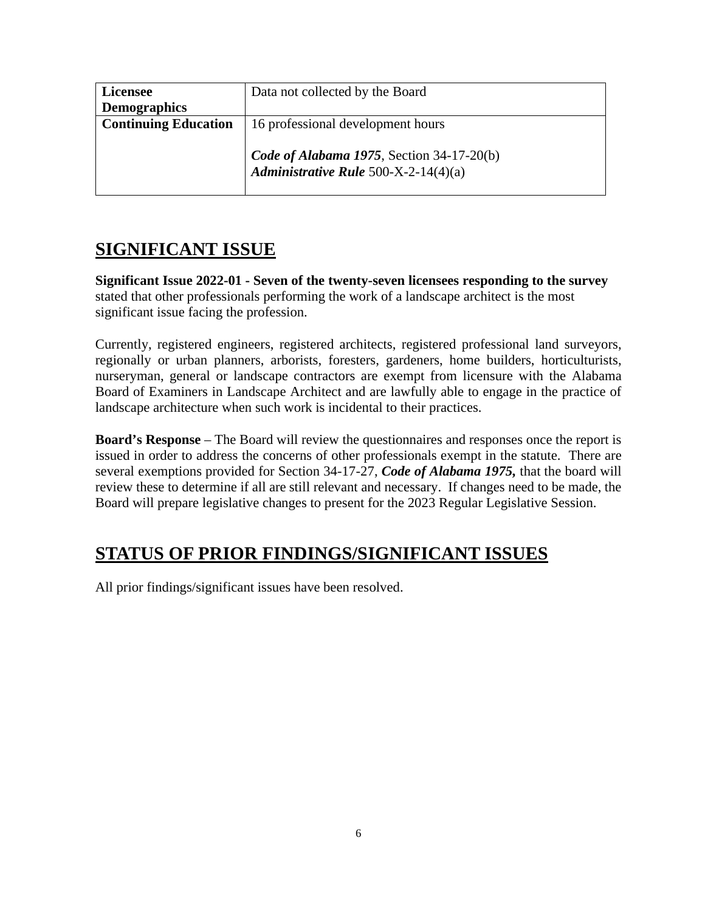| **Licensee Demographics** | Data not collected by the Board |
|---|---|
| **Continuing Education** | 16 professional development hours<br><br>***Code of Alabama 1975***, Section 34-17-20(b)<br>***Administrative Rule*** 500-X-2-14(4)(a) |

## SIGNIFICANT ISSUE

**Significant Issue 2022-01 - Seven of the twenty-seven licensees responding to the survey** stated that other professionals performing the work of a landscape architect is the most significant issue facing the profession.

Currently, registered engineers, registered architects, registered professional land surveyors, regionally or urban planners, arborists, foresters, gardeners, home builders, horticulturists, nurseryman, general or landscape contractors are exempt from licensure with the Alabama Board of Examiners in Landscape Architect and are lawfully able to engage in the practice of landscape architecture when such work is incidental to their practices.

**Board's Response** – The Board will review the questionnaires and responses once the report is issued in order to address the concerns of other professionals exempt in the statute. There are several exemptions provided for Section 34-17-27, ***Code of Alabama 1975,*** that the board will review these to determine if all are still relevant and necessary. If changes need to be made, the Board will prepare legislative changes to present for the 2023 Regular Legislative Session.

## STATUS OF PRIOR FINDINGS/SIGNIFICANT ISSUES

All prior findings/significant issues have been resolved.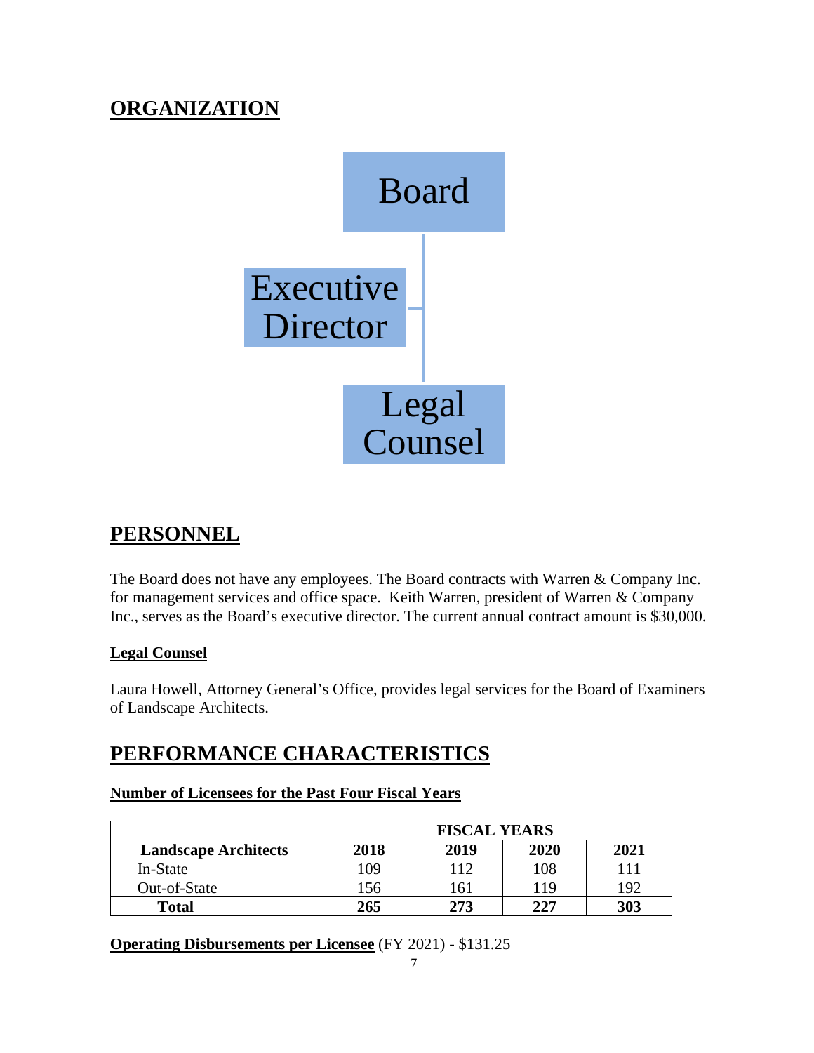## ORGANIZATION

Board

Executive Director

Legal Counsel

## PERSONNEL

The Board does not have any employees. The Board contracts with Warren & Company Inc. for management services and office space. Keith Warren, president of Warren & Company Inc., serves as the Board's executive director. The current annual contract amount is $30,000.

### Legal Counsel

Laura Howell, Attorney General's Office, provides legal services for the Board of Examiners of Landscape Architects.

## PERFORMANCE CHARACTERISTICS

### Number of Licensees for the Past Four Fiscal Years

| | FISCAL YEARS | | | |
|---|---|---|---|---|
| **Landscape Architects** | **2018** | **2019** | **2020** | **2021** |
| In-State | 109 | 112 | 108 | 111 |
| Out-of-State | 156 | 161 | 119 | 192 |
| **Total** | **265** | **273** | **227** | **303** |

**Operating Disbursements per Licensee** (FY 2021) - $131.25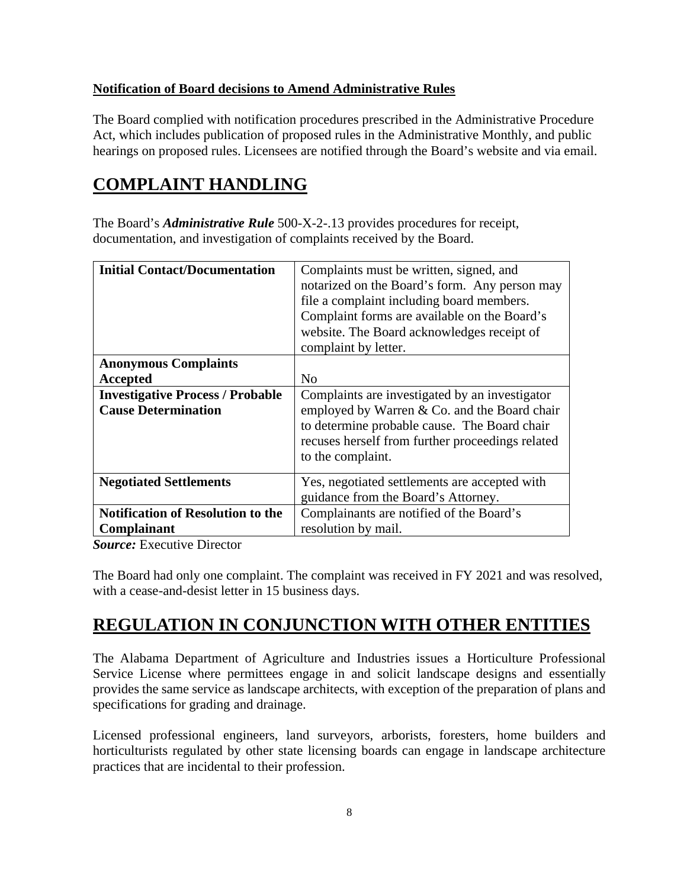**Notification of Board decisions to Amend Administrative Rules**

The Board complied with notification procedures prescribed in the Administrative Procedure Act, which includes publication of proposed rules in the Administrative Monthly, and public hearings on proposed rules. Licensees are notified through the Board's website and via email.

# COMPLAINT HANDLING

The Board's ***Administrative Rule*** 500-X-2-.13 provides procedures for receipt, documentation, and investigation of complaints received by the Board.

| | |
|---|---|
| **Initial Contact/Documentation** | Complaints must be written, signed, and notarized on the Board's form. Any person may file a complaint including board members. Complaint forms are available on the Board's website. The Board acknowledges receipt of complaint by letter. |
| **Anonymous Complaints Accepted** | No |
| **Investigative Process / Probable Cause Determination** | Complaints are investigated by an investigator employed by Warren & Co. and the Board chair to determine probable cause. The Board chair recuses herself from further proceedings related to the complaint. |
| **Negotiated Settlements** | Yes, negotiated settlements are accepted with guidance from the Board's Attorney. |
| **Notification of Resolution to the Complainant** | Complainants are notified of the Board's resolution by mail. |

***Source:*** Executive Director

The Board had only one complaint. The complaint was received in FY 2021 and was resolved, with a cease-and-desist letter in 15 business days.

# REGULATION IN CONJUNCTION WITH OTHER ENTITIES

The Alabama Department of Agriculture and Industries issues a Horticulture Professional Service License where permittees engage in and solicit landscape designs and essentially provides the same service as landscape architects, with exception of the preparation of plans and specifications for grading and drainage.

Licensed professional engineers, land surveyors, arborists, foresters, home builders and horticulturists regulated by other state licensing boards can engage in landscape architecture practices that are incidental to their profession.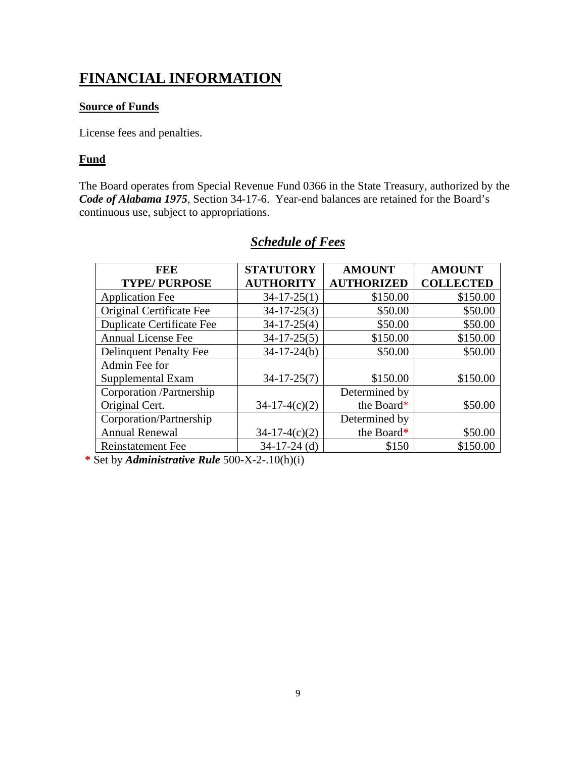# FINANCIAL INFORMATION

## Source of Funds

License fees and penalties.

## Fund

The Board operates from Special Revenue Fund 0366 in the State Treasury, authorized by the ***Code of Alabama 1975***, Section 34-17-6. Year-end balances are retained for the Board's continuous use, subject to appropriations.

## *Schedule of Fees*

| FEE TYPE/ PURPOSE | STATUTORY AUTHORITY | AMOUNT AUTHORIZED | AMOUNT COLLECTED |
|---|---|---|---|
| Application Fee | 34-17-25(1) | $150.00 | $150.00 |
| Original Certificate Fee | 34-17-25(3) | $50.00 | $50.00 |
| Duplicate Certificate Fee | 34-17-25(4) | $50.00 | $50.00 |
| Annual License Fee | 34-17-25(5) | $150.00 | $150.00 |
| Delinquent Penalty Fee | 34-17-24(b) | $50.00 | $50.00 |
| Admin Fee for Supplemental Exam | 34-17-25(7) | $150.00 | $150.00 |
| Corporation /Partnership Original Cert. | 34-17-4(c)(2) | Determined by the Board* | $50.00 |
| Corporation/Partnership Annual Renewal | 34-17-4(c)(2) | Determined by the Board* | $50.00 |
| Reinstatement Fee | 34-17-24 (d) | $150 | $150.00 |

\* Set by ***Administrative Rule*** 500-X-2-.10(h)(i)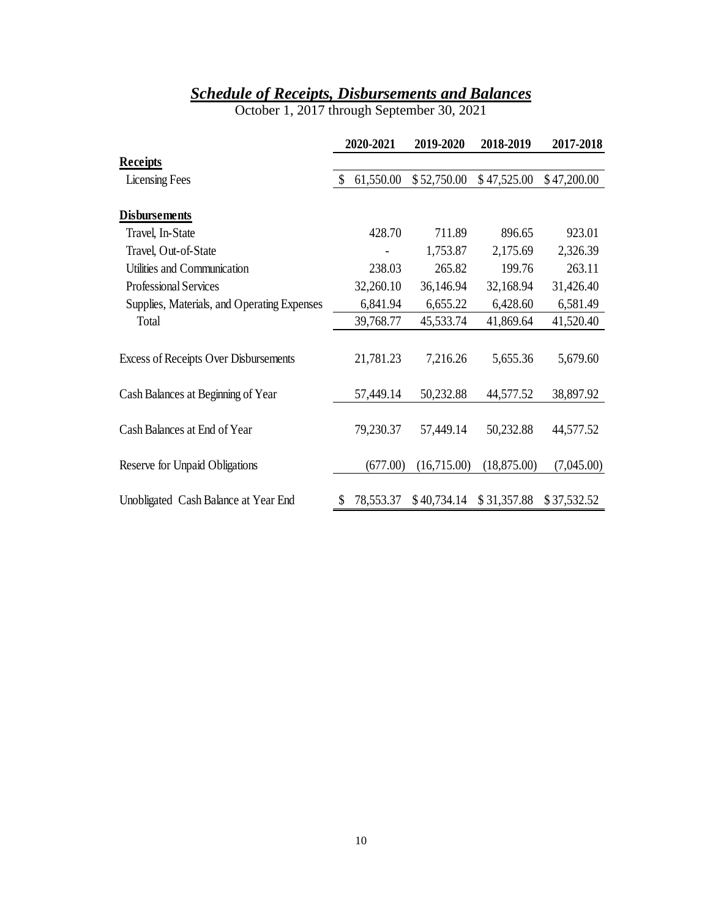## ***Schedule of Receipts, Disbursements and Balances***

October 1, 2017 through September 30, 2021

| | 2020-2021 | 2019-2020 | 2018-2019 | 2017-2018 |
|---|---|---|---|---|
| **Receipts** | | | | |
| Licensing Fees | $ 61,550.00 | $ 52,750.00 | $ 47,525.00 | $ 47,200.00 |
| | | | | |
| **Disbursements** | | | | |
| Travel, In-State | 428.70 | 711.89 | 896.65 | 923.01 |
| Travel, Out-of-State | - | 1,753.87 | 2,175.69 | 2,326.39 |
| Utilities and Communication | 238.03 | 265.82 | 199.76 | 263.11 |
| Professional Services | 32,260.10 | 36,146.94 | 32,168.94 | 31,426.40 |
| Supplies, Materials, and Operating Expenses | 6,841.94 | 6,655.22 | 6,428.60 | 6,581.49 |
| Total | 39,768.77 | 45,533.74 | 41,869.64 | 41,520.40 |
| | | | | |
| Excess of Receipts Over Disbursements | 21,781.23 | 7,216.26 | 5,655.36 | 5,679.60 |
| | | | | |
| Cash Balances at Beginning of Year | 57,449.14 | 50,232.88 | 44,577.52 | 38,897.92 |
| | | | | |
| Cash Balances at End of Year | 79,230.37 | 57,449.14 | 50,232.88 | 44,577.52 |
| | | | | |
| Reserve for Unpaid Obligations | (677.00) | (16,715.00) | (18,875.00) | (7,045.00) |
| | | | | |
| Unobligated Cash Balance at Year End | $ 78,553.37 | $ 40,734.14 | $ 31,357.88 | $ 37,532.52 |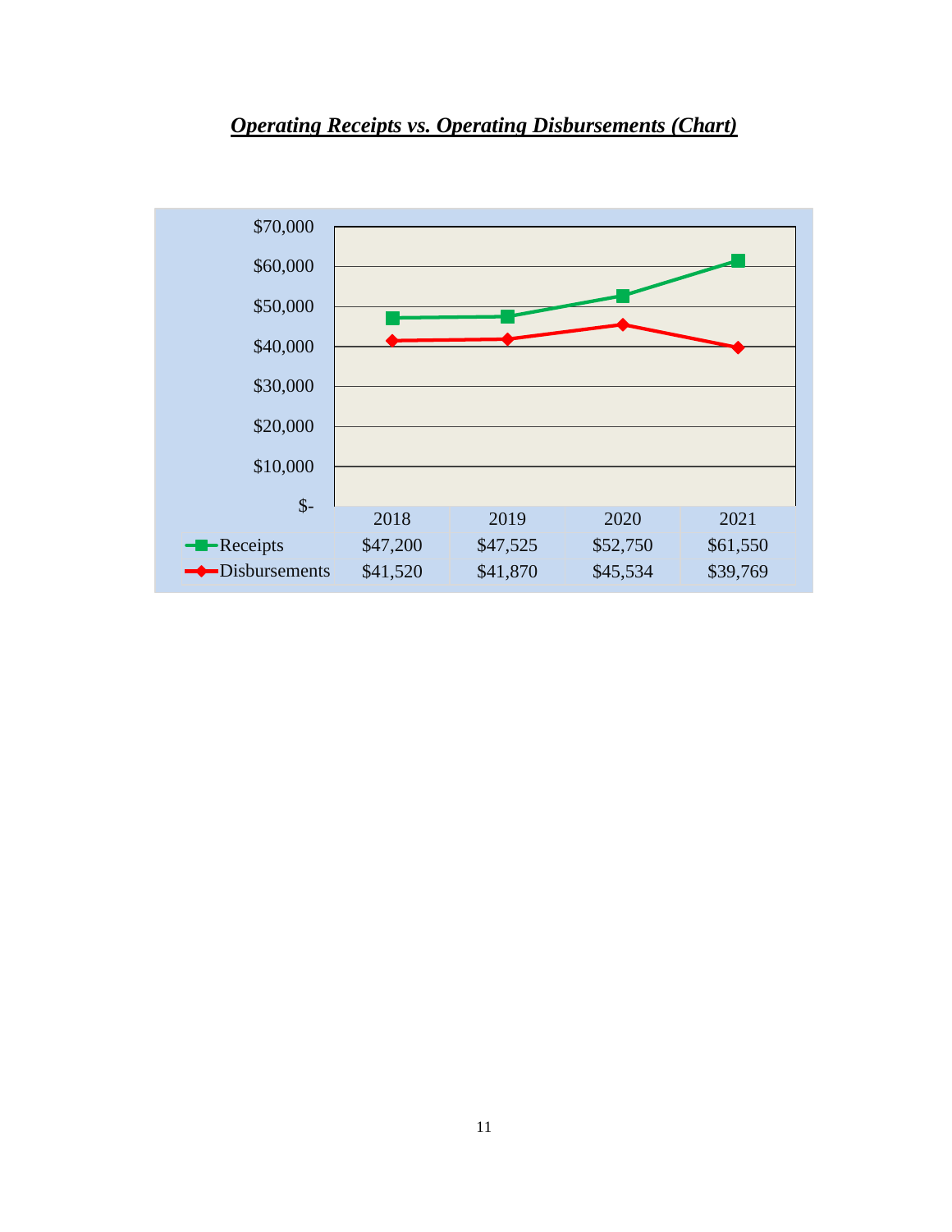***Operating Receipts vs. Operating Disbursements (Chart)***

| | 2018 | 2019 | 2020 | 2021 |
|---|---|---|---|---|
| Receipts | $47,200 | $47,525 | $52,750 | $61,550 |
| Disbursements | $41,520 | $41,870 | $45,534 | $39,769 |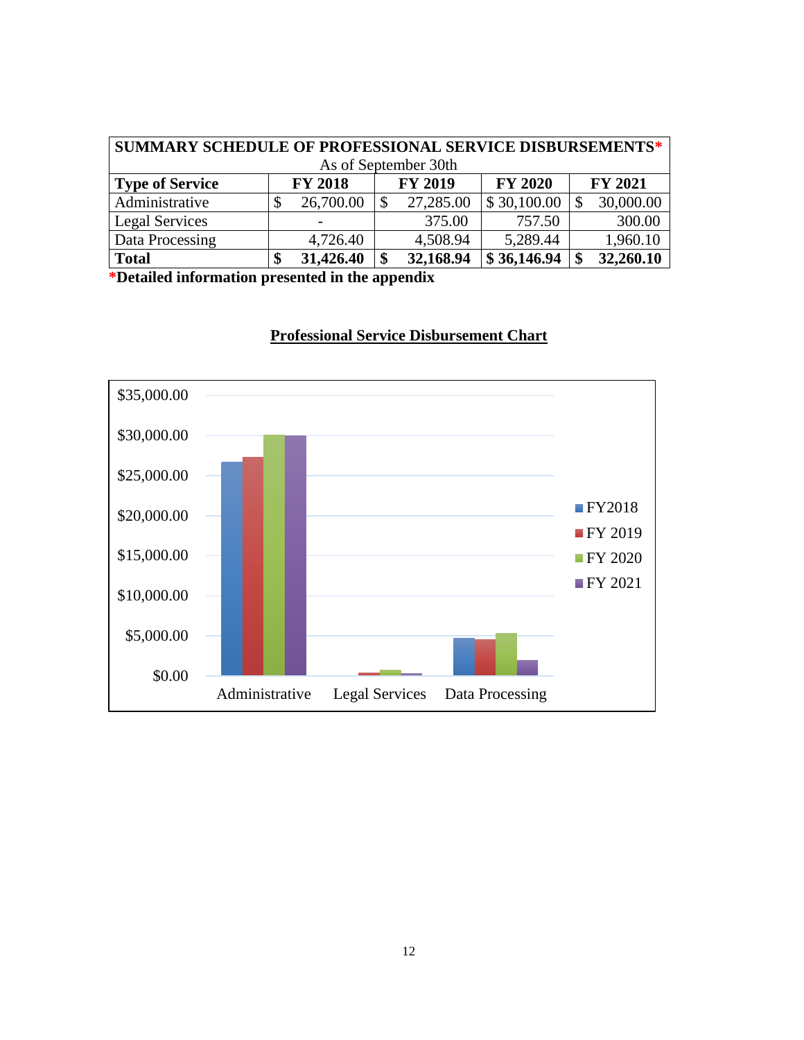| SUMMARY SCHEDULE OF PROFESSIONAL SERVICE DISBURSEMENTS* | | | | |
|---|---|---|---|---|
| As of September 30th | | | | |
| **Type of Service** | **FY 2018** | **FY 2019** | **FY 2020** | **FY 2021** |
| Administrative | $ 26,700.00 | $ 27,285.00 | $ 30,100.00 | $ 30,000.00 |
| Legal Services | - | 375.00 | 757.50 | 300.00 |
| Data Processing | 4,726.40 | 4,508.94 | 5,289.44 | 1,960.10 |
| **Total** | **$ 31,426.40** | **$ 32,168.94** | **$ 36,146.94** | **$ 32,260.10** |

***Detailed information presented in the appendix**

## Professional Service Disbursement Chart

| | FY2018 | FY 2019 | FY 2020 | FY 2021 |
|---|---|---|---|---|
| Administrative | $26,700.00 | $27,285.00 | $30,100.00 | $30,000.00 |
| Legal Services | - | $375.00 | $757.50 | $300.00 |
| Data Processing | $4,726.40 | $4,508.94 | $5,289.44 | $1,960.10 |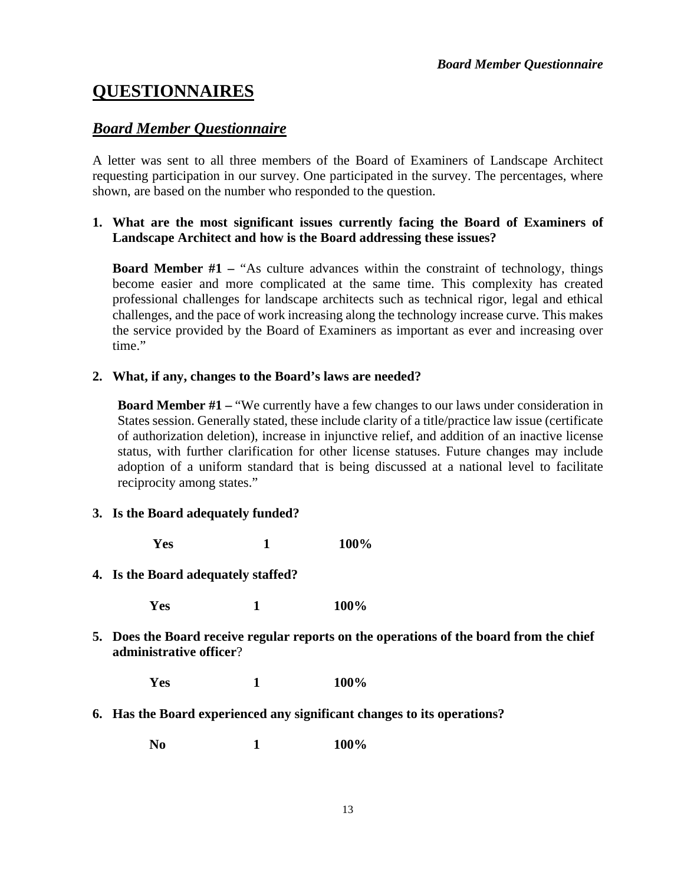# QUESTIONNAIRES

## *Board Member Questionnaire*

A letter was sent to all three members of the Board of Examiners of Landscape Architect requesting participation in our survey. One participated in the survey. The percentages, where shown, are based on the number who responded to the question.

1. **What are the most significant issues currently facing the Board of Examiners of Landscape Architect and how is the Board addressing these issues?**

   **Board Member #1 –** "As culture advances within the constraint of technology, things become easier and more complicated at the same time. This complexity has created professional challenges for landscape architects such as technical rigor, legal and ethical challenges, and the pace of work increasing along the technology increase curve. This makes the service provided by the Board of Examiners as important as ever and increasing over time."

2. **What, if any, changes to the Board's laws are needed?**

   **Board Member #1 –** "We currently have a few changes to our laws under consideration in States session. Generally stated, these include clarity of a title/practice law issue (certificate of authorization deletion), increase in injunctive relief, and addition of an inactive license status, with further clarification for other license statuses. Future changes may include adoption of a uniform standard that is being discussed at a national level to facilitate reciprocity among states."

3. **Is the Board adequately funded?**

   | | | |
   |---|---|---|
   | **Yes** | **1** | **100%** |

4. **Is the Board adequately staffed?**

   | | | |
   |---|---|---|
   | **Yes** | **1** | **100%** |

5. **Does the Board receive regular reports on the operations of the board from the chief administrative officer**?

   | | | |
   |---|---|---|
   | **Yes** | **1** | **100%** |

6. **Has the Board experienced any significant changes to its operations?**

   | | | |
   |---|---|---|
   | **No** | **1** | **100%** |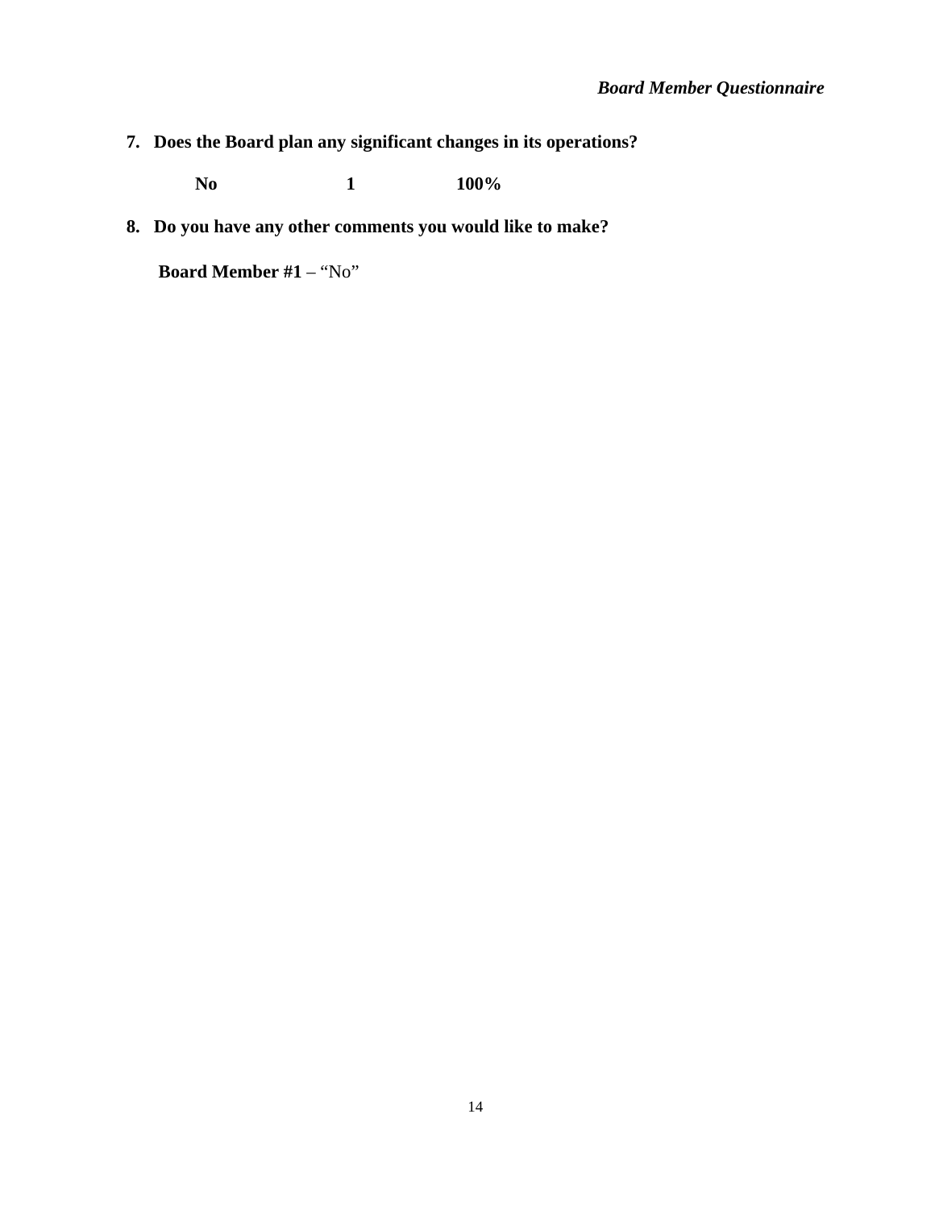**7. Does the Board plan any significant changes in its operations?**

| | | |
|---|---|---|
| **No** | **1** | **100%** |

**8. Do you have any other comments you would like to make?**

**Board Member #1** – "No"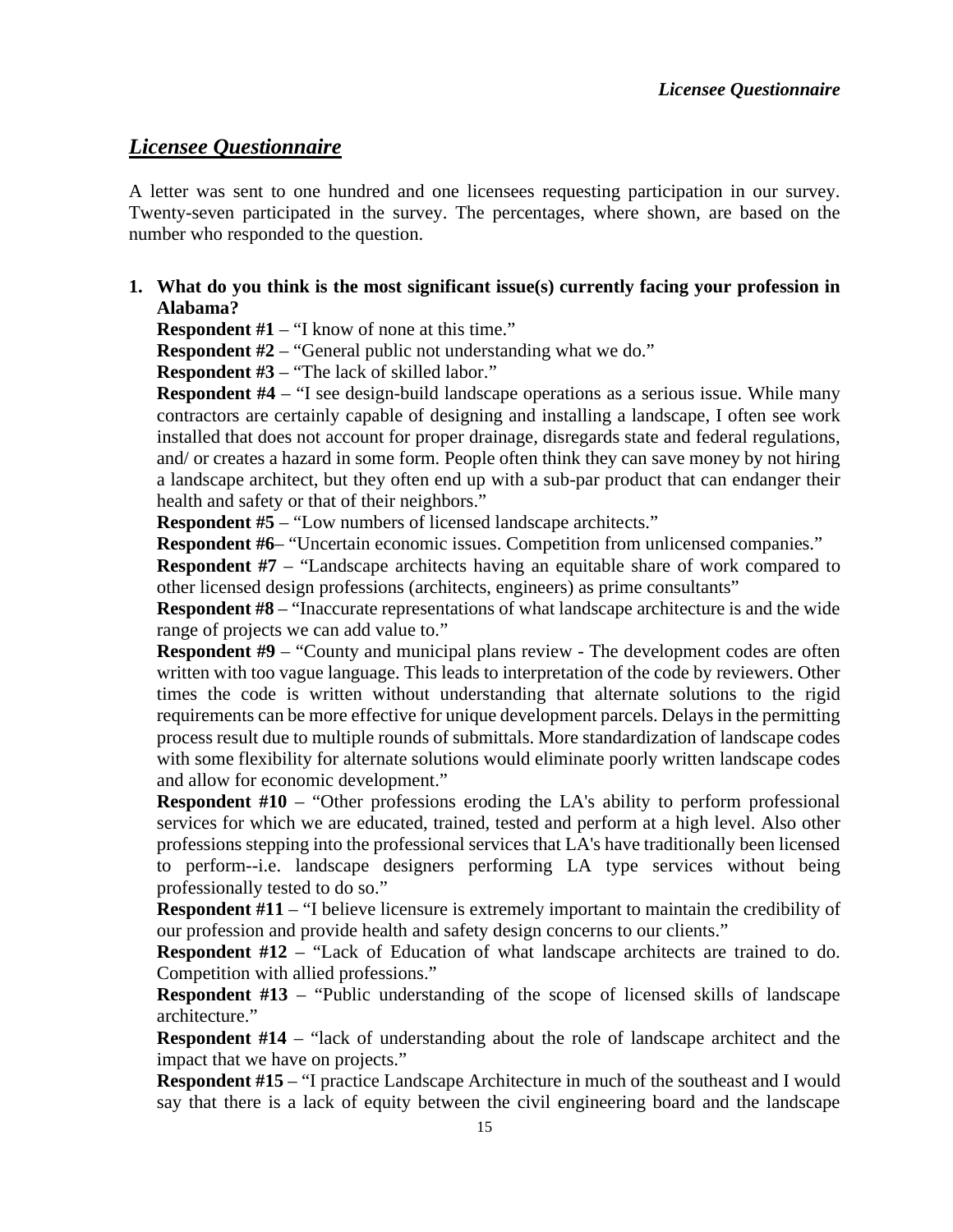## *Licensee Questionnaire*

A letter was sent to one hundred and one licensees requesting participation in our survey. Twenty-seven participated in the survey. The percentages, where shown, are based on the number who responded to the question.

1. **What do you think is the most significant issue(s) currently facing your profession in Alabama?**

   **Respondent #1** – "I know of none at this time."

   **Respondent #2** – "General public not understanding what we do."

   **Respondent #3** – "The lack of skilled labor."

   **Respondent #4** – "I see design-build landscape operations as a serious issue. While many contractors are certainly capable of designing and installing a landscape, I often see work installed that does not account for proper drainage, disregards state and federal regulations, and/ or creates a hazard in some form. People often think they can save money by not hiring a landscape architect, but they often end up with a sub-par product that can endanger their health and safety or that of their neighbors."

   **Respondent #5** – "Low numbers of licensed landscape architects."

   **Respondent #6**– "Uncertain economic issues. Competition from unlicensed companies."

   **Respondent #7** – "Landscape architects having an equitable share of work compared to other licensed design professions (architects, engineers) as prime consultants"

   **Respondent #8** – "Inaccurate representations of what landscape architecture is and the wide range of projects we can add value to."

   **Respondent #9** – "County and municipal plans review - The development codes are often written with too vague language. This leads to interpretation of the code by reviewers. Other times the code is written without understanding that alternate solutions to the rigid requirements can be more effective for unique development parcels. Delays in the permitting process result due to multiple rounds of submittals. More standardization of landscape codes with some flexibility for alternate solutions would eliminate poorly written landscape codes and allow for economic development."

   **Respondent #10** – "Other professions eroding the LA's ability to perform professional services for which we are educated, trained, tested and perform at a high level. Also other professions stepping into the professional services that LA's have traditionally been licensed to perform--i.e. landscape designers performing LA type services without being professionally tested to do so."

   **Respondent #11** – "I believe licensure is extremely important to maintain the credibility of our profession and provide health and safety design concerns to our clients."

   **Respondent #12** – "Lack of Education of what landscape architects are trained to do. Competition with allied professions."

   **Respondent #13** – "Public understanding of the scope of licensed skills of landscape architecture."

   **Respondent #14** – "lack of understanding about the role of landscape architect and the impact that we have on projects."

   **Respondent #15** – "I practice Landscape Architecture in much of the southeast and I would say that there is a lack of equity between the civil engineering board and the landscape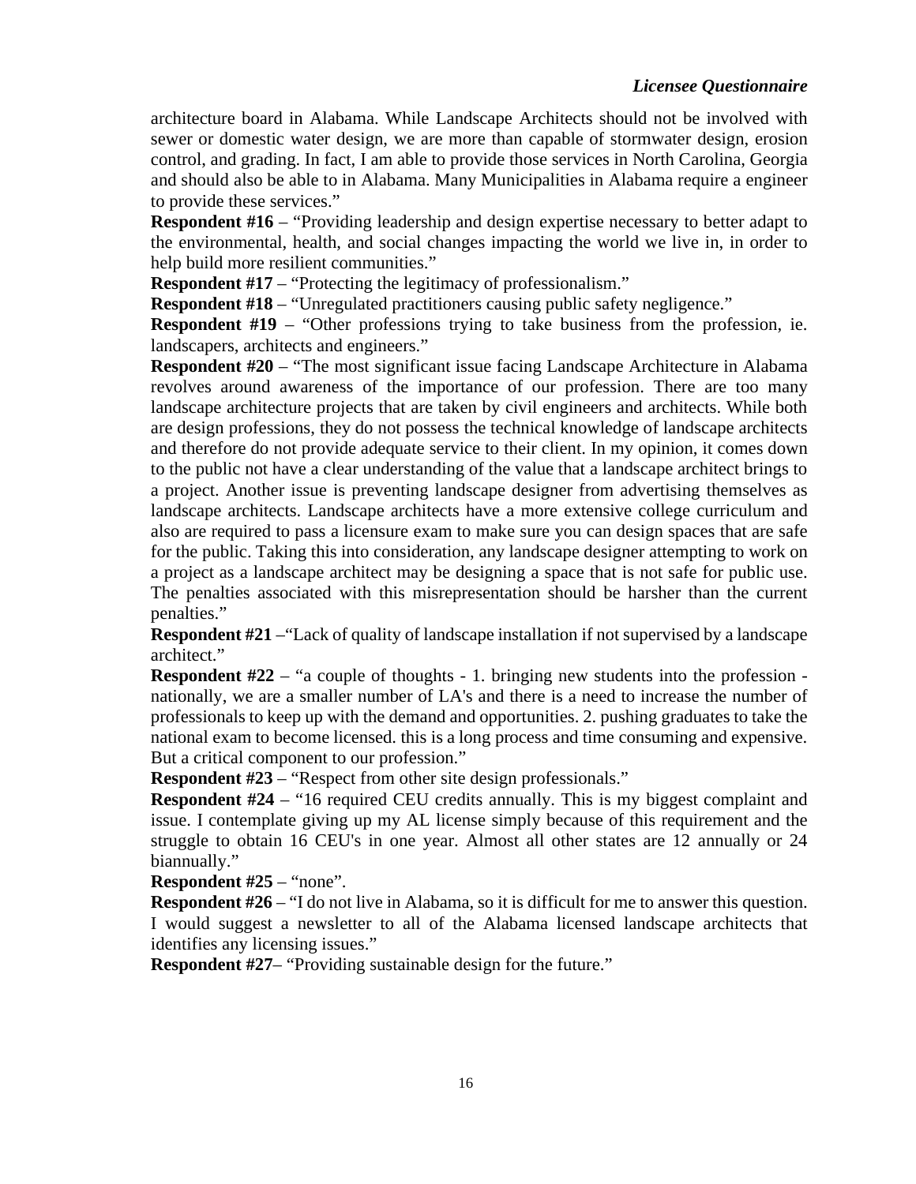architecture board in Alabama. While Landscape Architects should not be involved with sewer or domestic water design, we are more than capable of stormwater design, erosion control, and grading. In fact, I am able to provide those services in North Carolina, Georgia and should also be able to in Alabama. Many Municipalities in Alabama require a engineer to provide these services."

**Respondent #16** – "Providing leadership and design expertise necessary to better adapt to the environmental, health, and social changes impacting the world we live in, in order to help build more resilient communities."

**Respondent #17** – "Protecting the legitimacy of professionalism."

**Respondent #18** – "Unregulated practitioners causing public safety negligence."

**Respondent #19** – "Other professions trying to take business from the profession, ie. landscapers, architects and engineers."

**Respondent #20** – "The most significant issue facing Landscape Architecture in Alabama revolves around awareness of the importance of our profession. There are too many landscape architecture projects that are taken by civil engineers and architects. While both are design professions, they do not possess the technical knowledge of landscape architects and therefore do not provide adequate service to their client. In my opinion, it comes down to the public not have a clear understanding of the value that a landscape architect brings to a project. Another issue is preventing landscape designer from advertising themselves as landscape architects. Landscape architects have a more extensive college curriculum and also are required to pass a licensure exam to make sure you can design spaces that are safe for the public. Taking this into consideration, any landscape designer attempting to work on a project as a landscape architect may be designing a space that is not safe for public use. The penalties associated with this misrepresentation should be harsher than the current penalties."

**Respondent #21** –"Lack of quality of landscape installation if not supervised by a landscape architect."

**Respondent #22** – "a couple of thoughts - 1. bringing new students into the profession - nationally, we are a smaller number of LA's and there is a need to increase the number of professionals to keep up with the demand and opportunities. 2. pushing graduates to take the national exam to become licensed. this is a long process and time consuming and expensive. But a critical component to our profession."

**Respondent #23** – "Respect from other site design professionals."

**Respondent #24** – "16 required CEU credits annually. This is my biggest complaint and issue. I contemplate giving up my AL license simply because of this requirement and the struggle to obtain 16 CEU's in one year. Almost all other states are 12 annually or 24 biannually."

**Respondent #25** – "none".

**Respondent #26** – "I do not live in Alabama, so it is difficult for me to answer this question. I would suggest a newsletter to all of the Alabama licensed landscape architects that identifies any licensing issues."

**Respondent #27**– "Providing sustainable design for the future."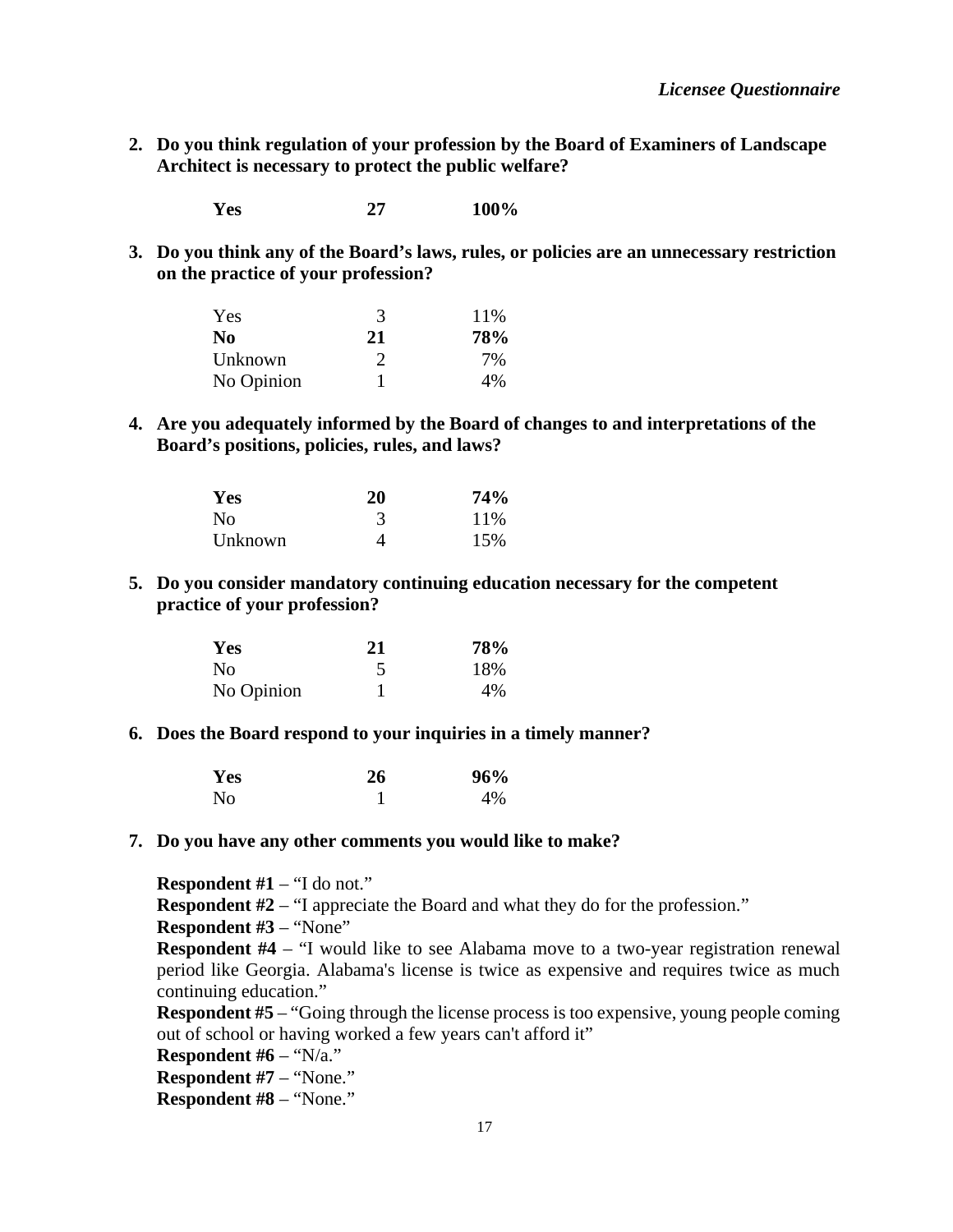2. **Do you think regulation of your profession by the Board of Examiners of Landscape Architect is necessary to protect the public welfare?**

| | | |
|---|---|---|
| **Yes** | **27** | **100%** |

3. **Do you think any of the Board's laws, rules, or policies are an unnecessary restriction on the practice of your profession?**

| | | |
|---|---|---|
| Yes | 3 | 11% |
| **No** | **21** | **78%** |
| Unknown | 2 | 7% |
| No Opinion | 1 | 4% |

4. **Are you adequately informed by the Board of changes to and interpretations of the Board's positions, policies, rules, and laws?**

| | | |
|---|---|---|
| **Yes** | **20** | **74%** |
| No | 3 | 11% |
| Unknown | 4 | 15% |

5. **Do you consider mandatory continuing education necessary for the competent practice of your profession?**

| | | |
|---|---|---|
| **Yes** | **21** | **78%** |
| No | 5 | 18% |
| No Opinion | 1 | 4% |

6. **Does the Board respond to your inquiries in a timely manner?**

| | | |
|---|---|---|
| **Yes** | **26** | **96%** |
| No | 1 | 4% |

7. **Do you have any other comments you would like to make?**

**Respondent #1** – "I do not."
**Respondent #2** – "I appreciate the Board and what they do for the profession."
**Respondent #3** – "None"
**Respondent #4** – "I would like to see Alabama move to a two-year registration renewal period like Georgia. Alabama's license is twice as expensive and requires twice as much continuing education."
**Respondent #5** – "Going through the license process is too expensive, young people coming out of school or having worked a few years can't afford it"
**Respondent #6** – "N/a."
**Respondent #7** – "None."
**Respondent #8** – "None."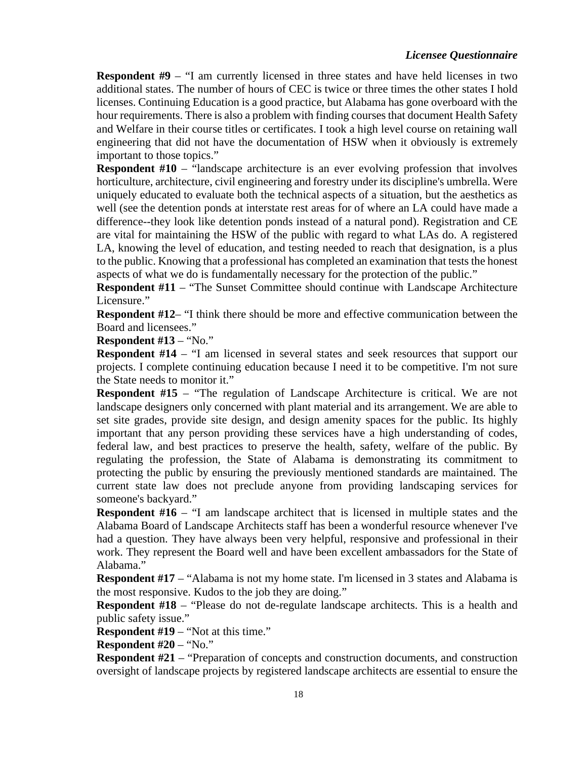**Respondent #9** – "I am currently licensed in three states and have held licenses in two additional states. The number of hours of CEC is twice or three times the other states I hold licenses. Continuing Education is a good practice, but Alabama has gone overboard with the hour requirements. There is also a problem with finding courses that document Health Safety and Welfare in their course titles or certificates. I took a high level course on retaining wall engineering that did not have the documentation of HSW when it obviously is extremely important to those topics."

**Respondent #10** – "landscape architecture is an ever evolving profession that involves horticulture, architecture, civil engineering and forestry under its discipline's umbrella. Were uniquely educated to evaluate both the technical aspects of a situation, but the aesthetics as well (see the detention ponds at interstate rest areas for of where an LA could have made a difference--they look like detention ponds instead of a natural pond). Registration and CE are vital for maintaining the HSW of the public with regard to what LAs do. A registered LA, knowing the level of education, and testing needed to reach that designation, is a plus to the public. Knowing that a professional has completed an examination that tests the honest aspects of what we do is fundamentally necessary for the protection of the public."

**Respondent #11** – "The Sunset Committee should continue with Landscape Architecture Licensure."

**Respondent #12**– "I think there should be more and effective communication between the Board and licensees."

**Respondent #13** – "No."

**Respondent #14** – "I am licensed in several states and seek resources that support our projects. I complete continuing education because I need it to be competitive. I'm not sure the State needs to monitor it."

**Respondent #15** – "The regulation of Landscape Architecture is critical. We are not landscape designers only concerned with plant material and its arrangement. We are able to set site grades, provide site design, and design amenity spaces for the public. Its highly important that any person providing these services have a high understanding of codes, federal law, and best practices to preserve the health, safety, welfare of the public. By regulating the profession, the State of Alabama is demonstrating its commitment to protecting the public by ensuring the previously mentioned standards are maintained. The current state law does not preclude anyone from providing landscaping services for someone's backyard."

**Respondent #16** – "I am landscape architect that is licensed in multiple states and the Alabama Board of Landscape Architects staff has been a wonderful resource whenever I've had a question. They have always been very helpful, responsive and professional in their work. They represent the Board well and have been excellent ambassadors for the State of Alabama."

**Respondent #17** – "Alabama is not my home state. I'm licensed in 3 states and Alabama is the most responsive. Kudos to the job they are doing."

**Respondent #18** – "Please do not de-regulate landscape architects. This is a health and public safety issue."

**Respondent #19** – "Not at this time."

**Respondent #20** – "No."

**Respondent #21** – "Preparation of concepts and construction documents, and construction oversight of landscape projects by registered landscape architects are essential to ensure the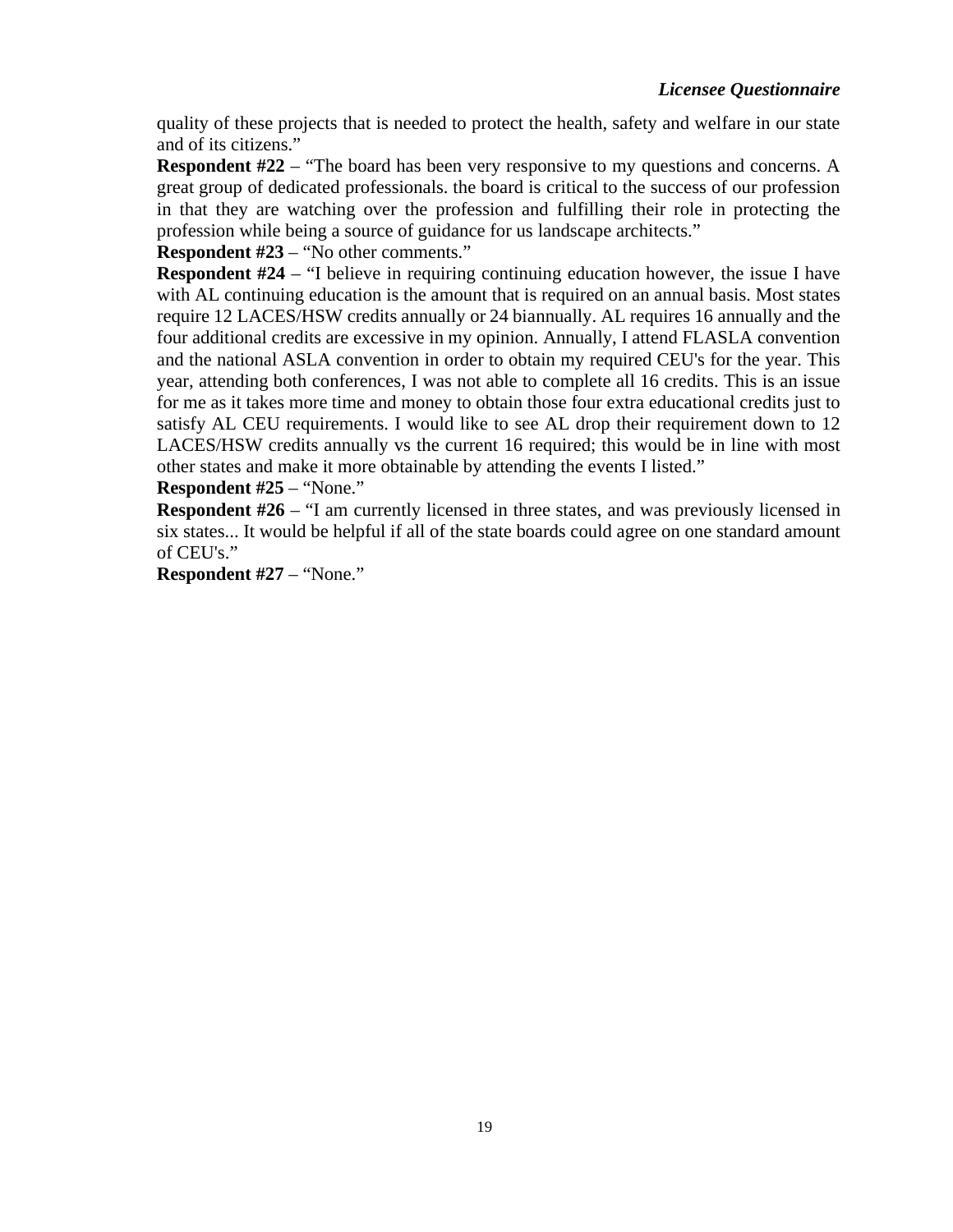quality of these projects that is needed to protect the health, safety and welfare in our state and of its citizens."

**Respondent #22** – "The board has been very responsive to my questions and concerns. A great group of dedicated professionals. the board is critical to the success of our profession in that they are watching over the profession and fulfilling their role in protecting the profession while being a source of guidance for us landscape architects."

**Respondent #23** – "No other comments."

**Respondent #24** – "I believe in requiring continuing education however, the issue I have with AL continuing education is the amount that is required on an annual basis. Most states require 12 LACES/HSW credits annually or 24 biannually. AL requires 16 annually and the four additional credits are excessive in my opinion. Annually, I attend FLASLA convention and the national ASLA convention in order to obtain my required CEU's for the year. This year, attending both conferences, I was not able to complete all 16 credits. This is an issue for me as it takes more time and money to obtain those four extra educational credits just to satisfy AL CEU requirements. I would like to see AL drop their requirement down to 12 LACES/HSW credits annually vs the current 16 required; this would be in line with most other states and make it more obtainable by attending the events I listed."

**Respondent #25** – "None."

**Respondent #26** – "I am currently licensed in three states, and was previously licensed in six states... It would be helpful if all of the state boards could agree on one standard amount of CEU's."

**Respondent #27** – "None."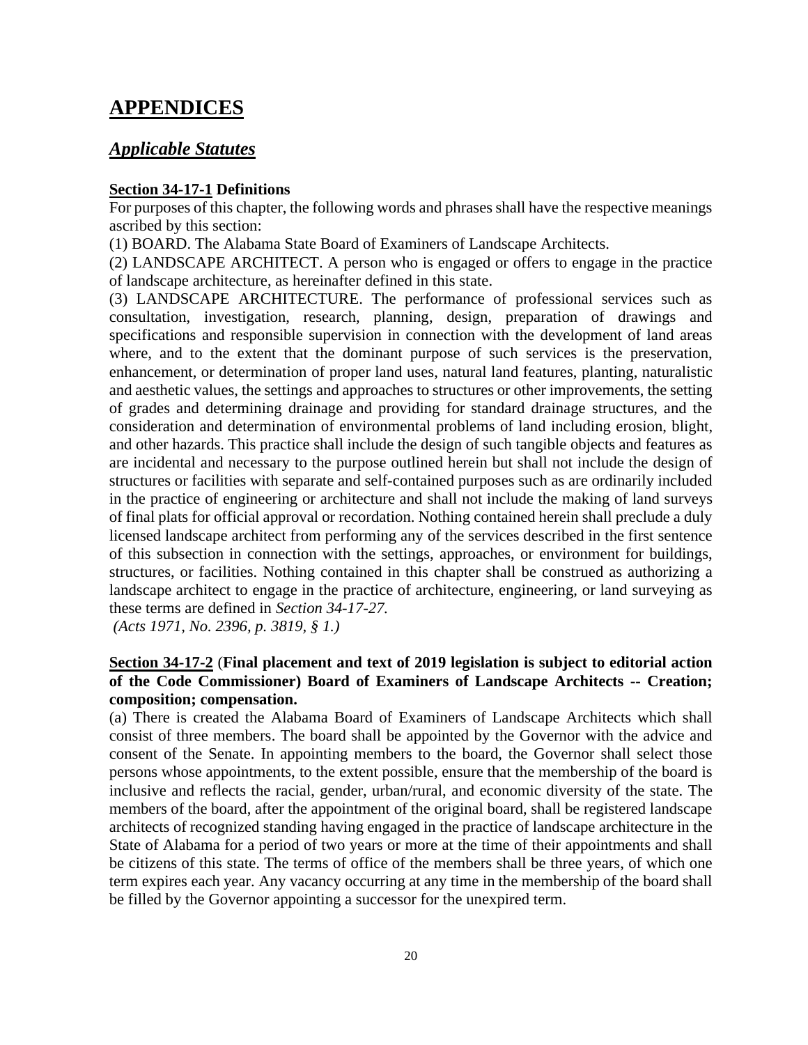# APPENDICES

## *Applicable Statutes*

**Section 34-17-1 Definitions**

For purposes of this chapter, the following words and phrases shall have the respective meanings ascribed by this section:

(1) BOARD. The Alabama State Board of Examiners of Landscape Architects.

(2) LANDSCAPE ARCHITECT. A person who is engaged or offers to engage in the practice of landscape architecture, as hereinafter defined in this state.

(3) LANDSCAPE ARCHITECTURE. The performance of professional services such as consultation, investigation, research, planning, design, preparation of drawings and specifications and responsible supervision in connection with the development of land areas where, and to the extent that the dominant purpose of such services is the preservation, enhancement, or determination of proper land uses, natural land features, planting, naturalistic and aesthetic values, the settings and approaches to structures or other improvements, the setting of grades and determining drainage and providing for standard drainage structures, and the consideration and determination of environmental problems of land including erosion, blight, and other hazards. This practice shall include the design of such tangible objects and features as are incidental and necessary to the purpose outlined herein but shall not include the design of structures or facilities with separate and self-contained purposes such as are ordinarily included in the practice of engineering or architecture and shall not include the making of land surveys of final plats for official approval or recordation. Nothing contained herein shall preclude a duly licensed landscape architect from performing any of the services described in the first sentence of this subsection in connection with the settings, approaches, or environment for buildings, structures, or facilities. Nothing contained in this chapter shall be construed as authorizing a landscape architect to engage in the practice of architecture, engineering, or land surveying as these terms are defined in *Section 34-17-27.*

*(Acts 1971, No. 2396, p. 3819, § 1.)*

**Section 34-17-2 (Final placement and text of 2019 legislation is subject to editorial action of the Code Commissioner) Board of Examiners of Landscape Architects -- Creation; composition; compensation.**

(a) There is created the Alabama Board of Examiners of Landscape Architects which shall consist of three members. The board shall be appointed by the Governor with the advice and consent of the Senate. In appointing members to the board, the Governor shall select those persons whose appointments, to the extent possible, ensure that the membership of the board is inclusive and reflects the racial, gender, urban/rural, and economic diversity of the state. The members of the board, after the appointment of the original board, shall be registered landscape architects of recognized standing having engaged in the practice of landscape architecture in the State of Alabama for a period of two years or more at the time of their appointments and shall be citizens of this state. The terms of office of the members shall be three years, of which one term expires each year. Any vacancy occurring at any time in the membership of the board shall be filled by the Governor appointing a successor for the unexpired term.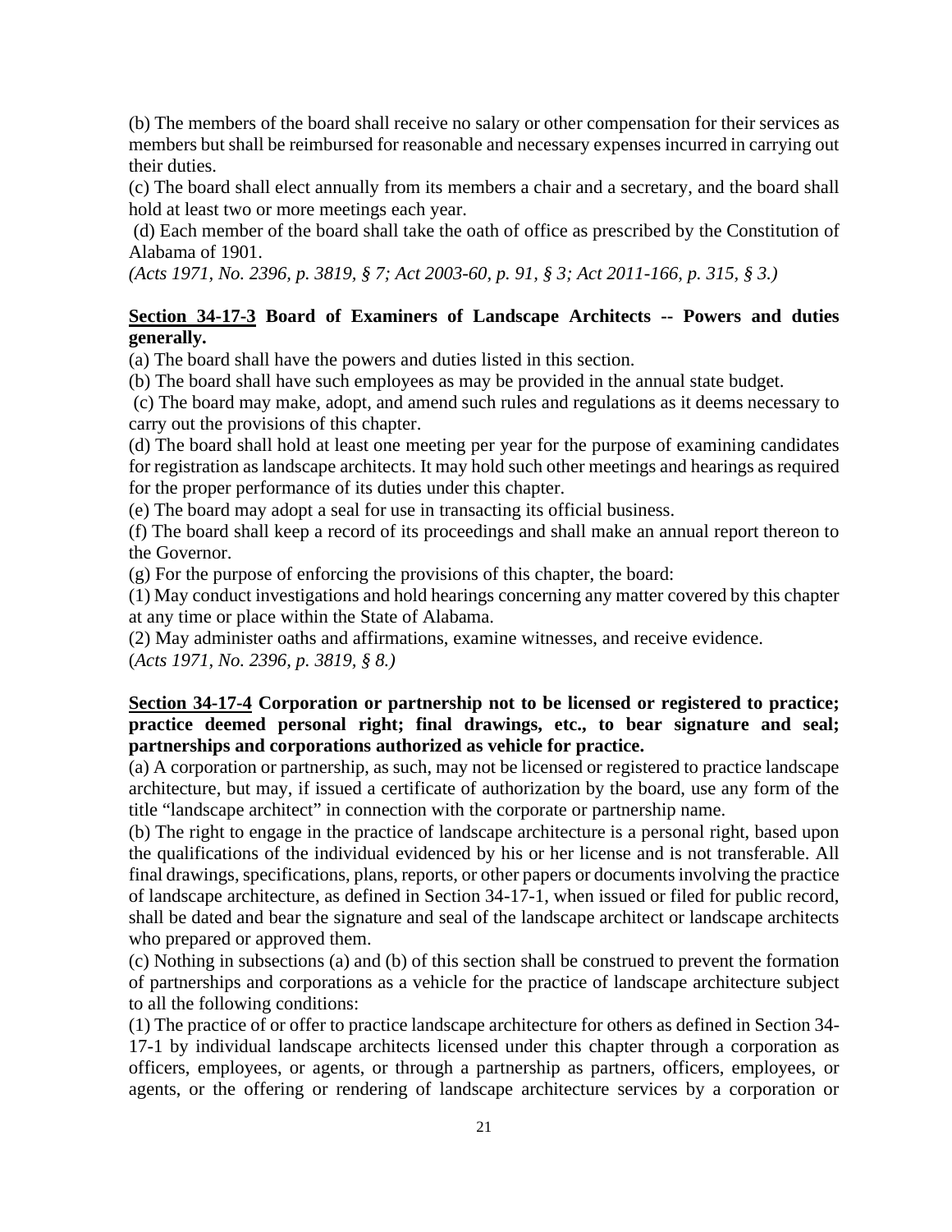(b) The members of the board shall receive no salary or other compensation for their services as members but shall be reimbursed for reasonable and necessary expenses incurred in carrying out their duties.

(c) The board shall elect annually from its members a chair and a secretary, and the board shall hold at least two or more meetings each year.

(d) Each member of the board shall take the oath of office as prescribed by the Constitution of Alabama of 1901.

*(Acts 1971, No. 2396, p. 3819, § 7; Act 2003-60, p. 91, § 3; Act 2011-166, p. 315, § 3.)*

**<u>Section 34-17-3</u> Board of Examiners of Landscape Architects -- Powers and duties generally.**

(a) The board shall have the powers and duties listed in this section.

(b) The board shall have such employees as may be provided in the annual state budget.

(c) The board may make, adopt, and amend such rules and regulations as it deems necessary to carry out the provisions of this chapter.

(d) The board shall hold at least one meeting per year for the purpose of examining candidates for registration as landscape architects. It may hold such other meetings and hearings as required for the proper performance of its duties under this chapter.

(e) The board may adopt a seal for use in transacting its official business.

(f) The board shall keep a record of its proceedings and shall make an annual report thereon to the Governor.

(g) For the purpose of enforcing the provisions of this chapter, the board:

(1) May conduct investigations and hold hearings concerning any matter covered by this chapter at any time or place within the State of Alabama.

(2) May administer oaths and affirmations, examine witnesses, and receive evidence.

(*Acts 1971, No. 2396, p. 3819, § 8.)*

**<u>Section 34-17-4</u> Corporation or partnership not to be licensed or registered to practice; practice deemed personal right; final drawings, etc., to bear signature and seal; partnerships and corporations authorized as vehicle for practice.**

(a) A corporation or partnership, as such, may not be licensed or registered to practice landscape architecture, but may, if issued a certificate of authorization by the board, use any form of the title "landscape architect" in connection with the corporate or partnership name.

(b) The right to engage in the practice of landscape architecture is a personal right, based upon the qualifications of the individual evidenced by his or her license and is not transferable. All final drawings, specifications, plans, reports, or other papers or documents involving the practice of landscape architecture, as defined in Section 34-17-1, when issued or filed for public record, shall be dated and bear the signature and seal of the landscape architect or landscape architects who prepared or approved them.

(c) Nothing in subsections (a) and (b) of this section shall be construed to prevent the formation of partnerships and corporations as a vehicle for the practice of landscape architecture subject to all the following conditions:

(1) The practice of or offer to practice landscape architecture for others as defined in Section 34-17-1 by individual landscape architects licensed under this chapter through a corporation as officers, employees, or agents, or through a partnership as partners, officers, employees, or agents, or the offering or rendering of landscape architecture services by a corporation or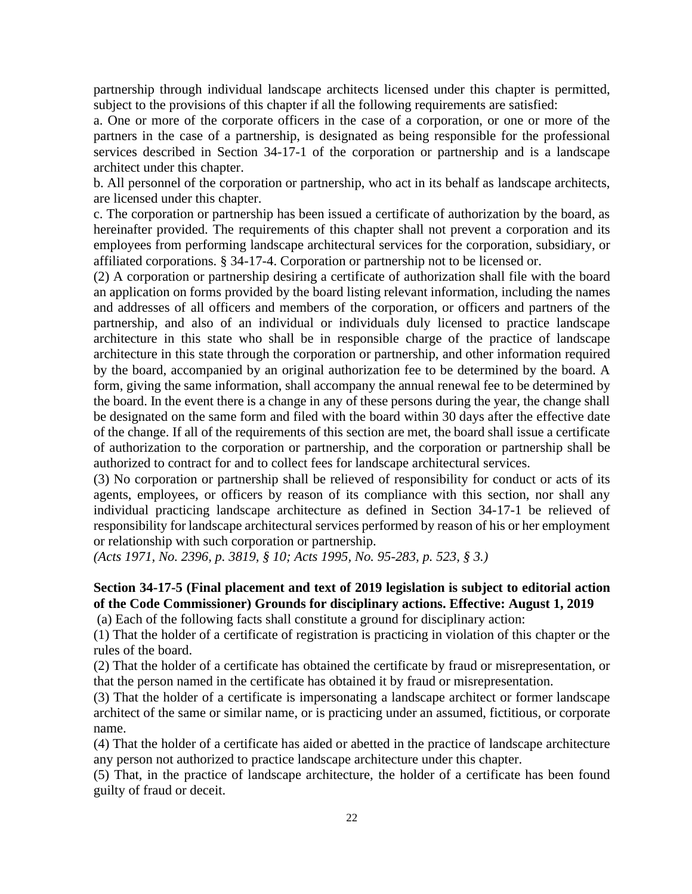partnership through individual landscape architects licensed under this chapter is permitted, subject to the provisions of this chapter if all the following requirements are satisfied:

a. One or more of the corporate officers in the case of a corporation, or one or more of the partners in the case of a partnership, is designated as being responsible for the professional services described in Section 34-17-1 of the corporation or partnership and is a landscape architect under this chapter.

b. All personnel of the corporation or partnership, who act in its behalf as landscape architects, are licensed under this chapter.

c. The corporation or partnership has been issued a certificate of authorization by the board, as hereinafter provided. The requirements of this chapter shall not prevent a corporation and its employees from performing landscape architectural services for the corporation, subsidiary, or affiliated corporations. § 34-17-4. Corporation or partnership not to be licensed or.

(2) A corporation or partnership desiring a certificate of authorization shall file with the board an application on forms provided by the board listing relevant information, including the names and addresses of all officers and members of the corporation, or officers and partners of the partnership, and also of an individual or individuals duly licensed to practice landscape architecture in this state who shall be in responsible charge of the practice of landscape architecture in this state through the corporation or partnership, and other information required by the board, accompanied by an original authorization fee to be determined by the board. A form, giving the same information, shall accompany the annual renewal fee to be determined by the board. In the event there is a change in any of these persons during the year, the change shall be designated on the same form and filed with the board within 30 days after the effective date of the change. If all of the requirements of this section are met, the board shall issue a certificate of authorization to the corporation or partnership, and the corporation or partnership shall be authorized to contract for and to collect fees for landscape architectural services.

(3) No corporation or partnership shall be relieved of responsibility for conduct or acts of its agents, employees, or officers by reason of its compliance with this section, nor shall any individual practicing landscape architecture as defined in Section 34-17-1 be relieved of responsibility for landscape architectural services performed by reason of his or her employment or relationship with such corporation or partnership.

*(Acts 1971, No. 2396, p. 3819, § 10; Acts 1995, No. 95-283, p. 523, § 3.)*

**Section 34-17-5 (Final placement and text of 2019 legislation is subject to editorial action of the Code Commissioner) Grounds for disciplinary actions. Effective: August 1, 2019**

(a) Each of the following facts shall constitute a ground for disciplinary action:

(1) That the holder of a certificate of registration is practicing in violation of this chapter or the rules of the board.

(2) That the holder of a certificate has obtained the certificate by fraud or misrepresentation, or that the person named in the certificate has obtained it by fraud or misrepresentation.

(3) That the holder of a certificate is impersonating a landscape architect or former landscape architect of the same or similar name, or is practicing under an assumed, fictitious, or corporate name.

(4) That the holder of a certificate has aided or abetted in the practice of landscape architecture any person not authorized to practice landscape architecture under this chapter.

(5) That, in the practice of landscape architecture, the holder of a certificate has been found guilty of fraud or deceit.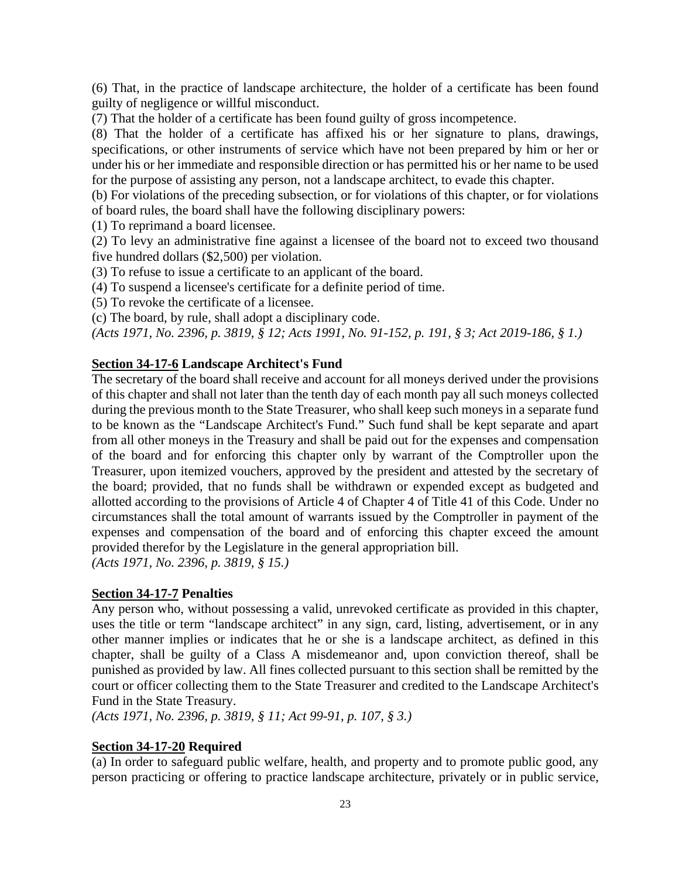(6) That, in the practice of landscape architecture, the holder of a certificate has been found guilty of negligence or willful misconduct.

(7) That the holder of a certificate has been found guilty of gross incompetence.

(8) That the holder of a certificate has affixed his or her signature to plans, drawings, specifications, or other instruments of service which have not been prepared by him or her or under his or her immediate and responsible direction or has permitted his or her name to be used for the purpose of assisting any person, not a landscape architect, to evade this chapter.

(b) For violations of the preceding subsection, or for violations of this chapter, or for violations of board rules, the board shall have the following disciplinary powers:

(1) To reprimand a board licensee.

(2) To levy an administrative fine against a licensee of the board not to exceed two thousand five hundred dollars ($2,500) per violation.

(3) To refuse to issue a certificate to an applicant of the board.

(4) To suspend a licensee's certificate for a definite period of time.

(5) To revoke the certificate of a licensee.

(c) The board, by rule, shall adopt a disciplinary code.

*(Acts 1971, No. 2396, p. 3819, § 12; Acts 1991, No. 91-152, p. 191, § 3; Act 2019-186, § 1.)*

**Section 34-17-6 Landscape Architect's Fund**

The secretary of the board shall receive and account for all moneys derived under the provisions of this chapter and shall not later than the tenth day of each month pay all such moneys collected during the previous month to the State Treasurer, who shall keep such moneys in a separate fund to be known as the "Landscape Architect's Fund." Such fund shall be kept separate and apart from all other moneys in the Treasury and shall be paid out for the expenses and compensation of the board and for enforcing this chapter only by warrant of the Comptroller upon the Treasurer, upon itemized vouchers, approved by the president and attested by the secretary of the board; provided, that no funds shall be withdrawn or expended except as budgeted and allotted according to the provisions of Article 4 of Chapter 4 of Title 41 of this Code. Under no circumstances shall the total amount of warrants issued by the Comptroller in payment of the expenses and compensation of the board and of enforcing this chapter exceed the amount provided therefor by the Legislature in the general appropriation bill.

*(Acts 1971, No. 2396, p. 3819, § 15.)*

**Section 34-17-7 Penalties**

Any person who, without possessing a valid, unrevoked certificate as provided in this chapter, uses the title or term "landscape architect" in any sign, card, listing, advertisement, or in any other manner implies or indicates that he or she is a landscape architect, as defined in this chapter, shall be guilty of a Class A misdemeanor and, upon conviction thereof, shall be punished as provided by law. All fines collected pursuant to this section shall be remitted by the court or officer collecting them to the State Treasurer and credited to the Landscape Architect's Fund in the State Treasury.

*(Acts 1971, No. 2396, p. 3819, § 11; Act 99-91, p. 107, § 3.)*

**Section 34-17-20 Required**

(a) In order to safeguard public welfare, health, and property and to promote public good, any person practicing or offering to practice landscape architecture, privately or in public service,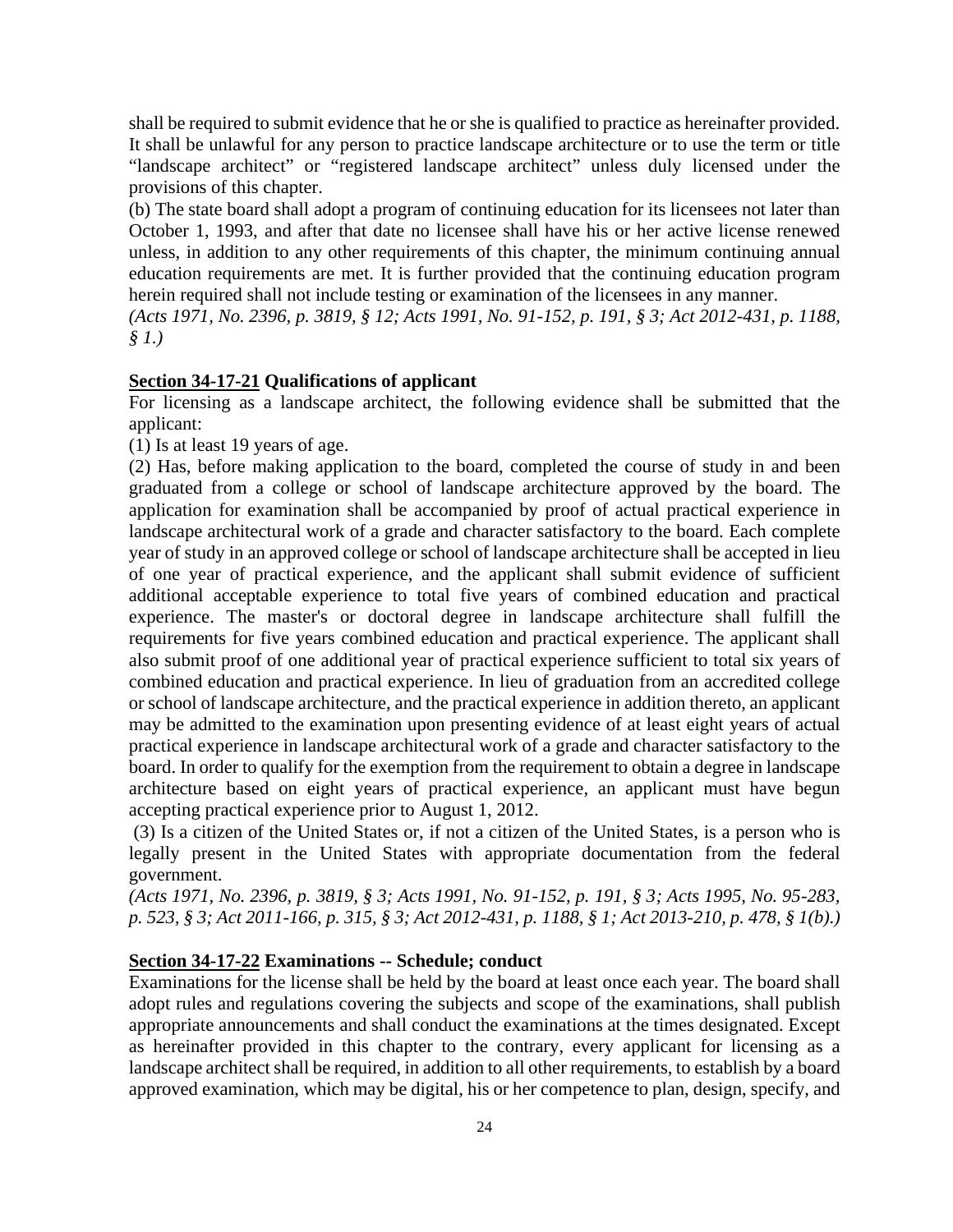shall be required to submit evidence that he or she is qualified to practice as hereinafter provided. It shall be unlawful for any person to practice landscape architecture or to use the term or title "landscape architect" or "registered landscape architect" unless duly licensed under the provisions of this chapter.

(b) The state board shall adopt a program of continuing education for its licensees not later than October 1, 1993, and after that date no licensee shall have his or her active license renewed unless, in addition to any other requirements of this chapter, the minimum continuing annual education requirements are met. It is further provided that the continuing education program herein required shall not include testing or examination of the licensees in any manner.

*(Acts 1971, No. 2396, p. 3819, § 12; Acts 1991, No. 91-152, p. 191, § 3; Act 2012-431, p. 1188, § 1.)*

**<u>Section 34-17-21</u> Qualifications of applicant**

For licensing as a landscape architect, the following evidence shall be submitted that the applicant:

(1) Is at least 19 years of age.

(2) Has, before making application to the board, completed the course of study in and been graduated from a college or school of landscape architecture approved by the board. The application for examination shall be accompanied by proof of actual practical experience in landscape architectural work of a grade and character satisfactory to the board. Each complete year of study in an approved college or school of landscape architecture shall be accepted in lieu of one year of practical experience, and the applicant shall submit evidence of sufficient additional acceptable experience to total five years of combined education and practical experience. The master's or doctoral degree in landscape architecture shall fulfill the requirements for five years combined education and practical experience. The applicant shall also submit proof of one additional year of practical experience sufficient to total six years of combined education and practical experience. In lieu of graduation from an accredited college or school of landscape architecture, and the practical experience in addition thereto, an applicant may be admitted to the examination upon presenting evidence of at least eight years of actual practical experience in landscape architectural work of a grade and character satisfactory to the board. In order to qualify for the exemption from the requirement to obtain a degree in landscape architecture based on eight years of practical experience, an applicant must have begun accepting practical experience prior to August 1, 2012.

(3) Is a citizen of the United States or, if not a citizen of the United States, is a person who is legally present in the United States with appropriate documentation from the federal government.

*(Acts 1971, No. 2396, p. 3819, § 3; Acts 1991, No. 91-152, p. 191, § 3; Acts 1995, No. 95-283, p. 523, § 3; Act 2011-166, p. 315, § 3; Act 2012-431, p. 1188, § 1; Act 2013-210, p. 478, § 1(b).)*

**<u>Section 34-17-22</u> Examinations -- Schedule; conduct**

Examinations for the license shall be held by the board at least once each year. The board shall adopt rules and regulations covering the subjects and scope of the examinations, shall publish appropriate announcements and shall conduct the examinations at the times designated. Except as hereinafter provided in this chapter to the contrary, every applicant for licensing as a landscape architect shall be required, in addition to all other requirements, to establish by a board approved examination, which may be digital, his or her competence to plan, design, specify, and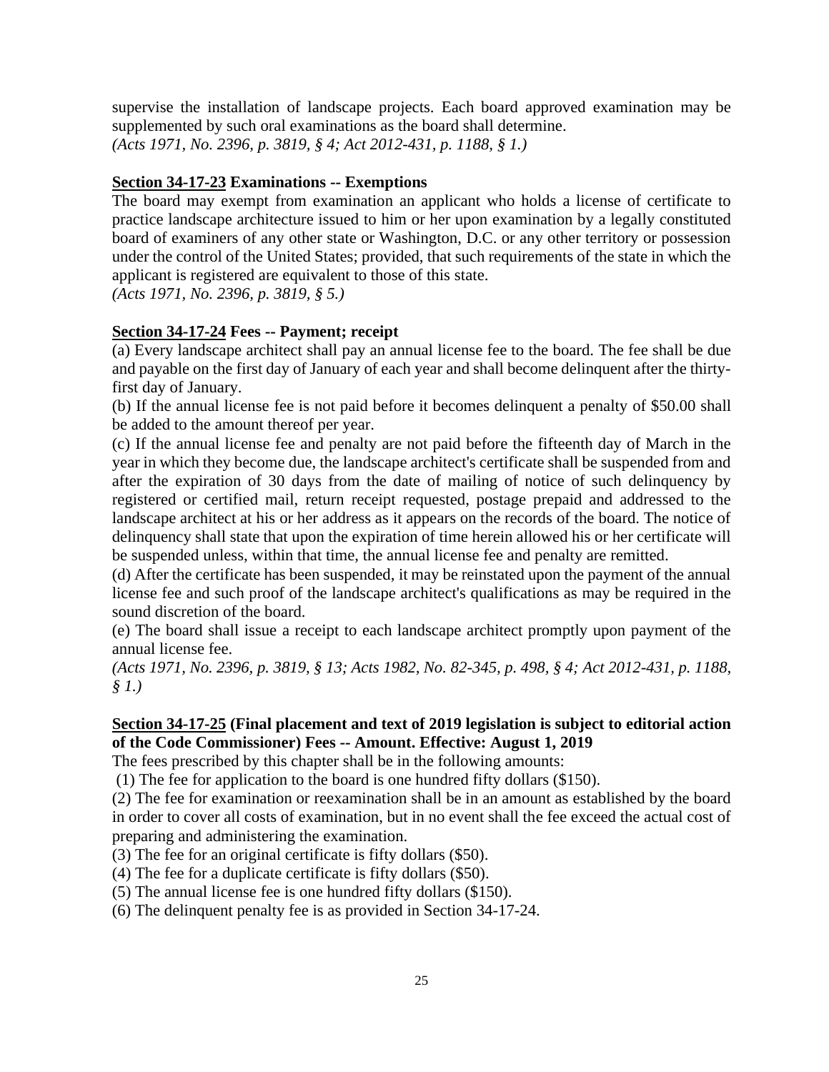supervise the installation of landscape projects. Each board approved examination may be supplemented by such oral examinations as the board shall determine.
*(Acts 1971, No. 2396, p. 3819, § 4; Act 2012-431, p. 1188, § 1.)*

**<u>Section 34-17-23</u> Examinations -- Exemptions**

The board may exempt from examination an applicant who holds a license of certificate to practice landscape architecture issued to him or her upon examination by a legally constituted board of examiners of any other state or Washington, D.C. or any other territory or possession under the control of the United States; provided, that such requirements of the state in which the applicant is registered are equivalent to those of this state.
*(Acts 1971, No. 2396, p. 3819, § 5.)*

**<u>Section 34-17-24</u> Fees -- Payment; receipt**

(a) Every landscape architect shall pay an annual license fee to the board. The fee shall be due and payable on the first day of January of each year and shall become delinquent after the thirty-first day of January.

(b) If the annual license fee is not paid before it becomes delinquent a penalty of $50.00 shall be added to the amount thereof per year.

(c) If the annual license fee and penalty are not paid before the fifteenth day of March in the year in which they become due, the landscape architect's certificate shall be suspended from and after the expiration of 30 days from the date of mailing of notice of such delinquency by registered or certified mail, return receipt requested, postage prepaid and addressed to the landscape architect at his or her address as it appears on the records of the board. The notice of delinquency shall state that upon the expiration of time herein allowed his or her certificate will be suspended unless, within that time, the annual license fee and penalty are remitted.

(d) After the certificate has been suspended, it may be reinstated upon the payment of the annual license fee and such proof of the landscape architect's qualifications as may be required in the sound discretion of the board.

(e) The board shall issue a receipt to each landscape architect promptly upon payment of the annual license fee.

*(Acts 1971, No. 2396, p. 3819, § 13; Acts 1982, No. 82-345, p. 498, § 4; Act 2012-431, p. 1188, § 1.)*

**<u>Section 34-17-25</u> (Final placement and text of 2019 legislation is subject to editorial action of the Code Commissioner) Fees -- Amount. Effective: August 1, 2019**

The fees prescribed by this chapter shall be in the following amounts:

(1) The fee for application to the board is one hundred fifty dollars ($150).

(2) The fee for examination or reexamination shall be in an amount as established by the board in order to cover all costs of examination, but in no event shall the fee exceed the actual cost of preparing and administering the examination.

(3) The fee for an original certificate is fifty dollars ($50).

(4) The fee for a duplicate certificate is fifty dollars ($50).

(5) The annual license fee is one hundred fifty dollars ($150).

(6) The delinquent penalty fee is as provided in Section 34-17-24.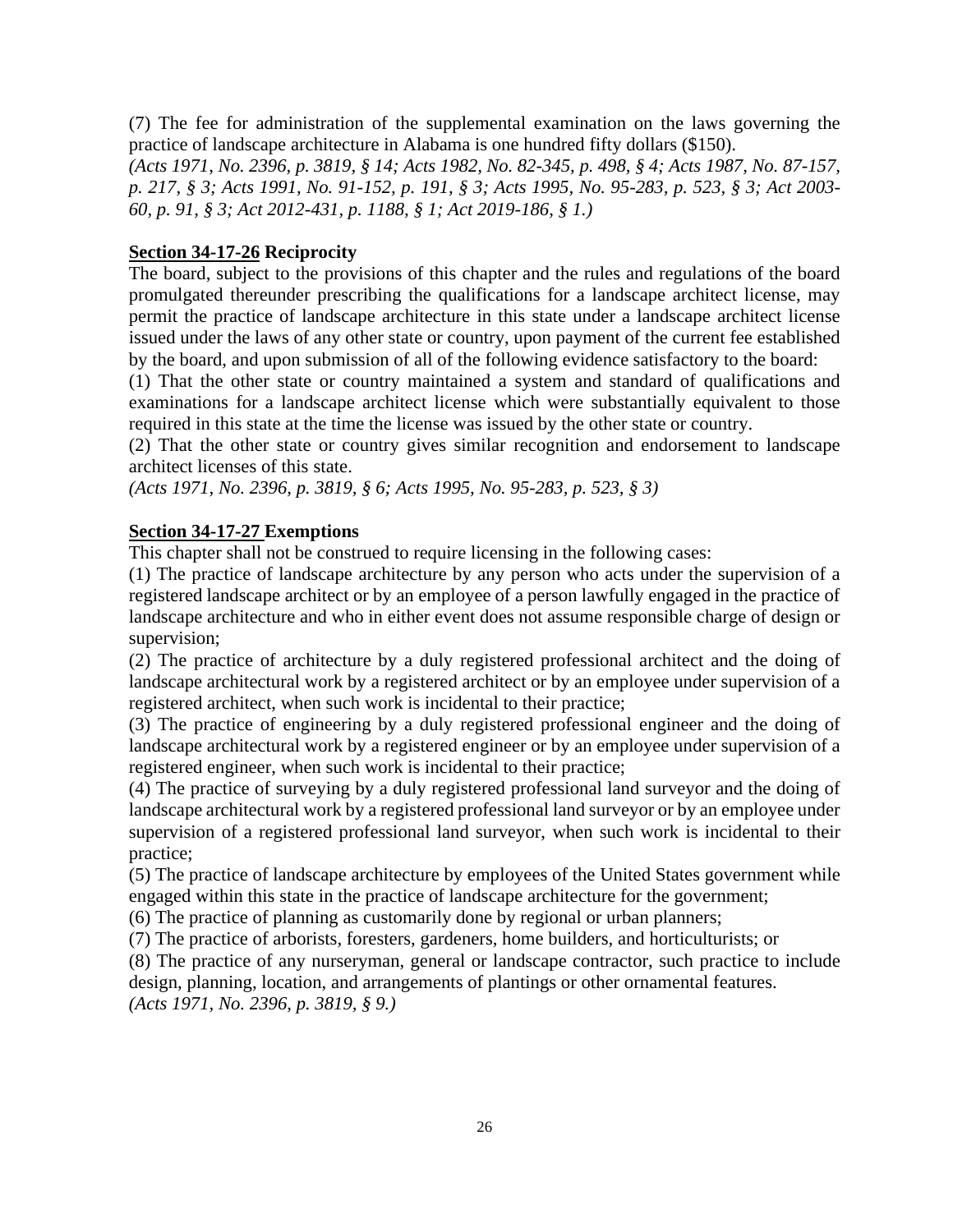(7) The fee for administration of the supplemental examination on the laws governing the practice of landscape architecture in Alabama is one hundred fifty dollars ($150).
*(Acts 1971, No. 2396, p. 3819, § 14; Acts 1982, No. 82-345, p. 498, § 4; Acts 1987, No. 87-157, p. 217, § 3; Acts 1991, No. 91-152, p. 191, § 3; Acts 1995, No. 95-283, p. 523, § 3; Act 2003-60, p. 91, § 3; Act 2012-431, p. 1188, § 1; Act 2019-186, § 1.)*

**Section 34-17-26 Reciprocity**

The board, subject to the provisions of this chapter and the rules and regulations of the board promulgated thereunder prescribing the qualifications for a landscape architect license, may permit the practice of landscape architecture in this state under a landscape architect license issued under the laws of any other state or country, upon payment of the current fee established by the board, and upon submission of all of the following evidence satisfactory to the board:

(1) That the other state or country maintained a system and standard of qualifications and examinations for a landscape architect license which were substantially equivalent to those required in this state at the time the license was issued by the other state or country.

(2) That the other state or country gives similar recognition and endorsement to landscape architect licenses of this state.

*(Acts 1971, No. 2396, p. 3819, § 6; Acts 1995, No. 95-283, p. 523, § 3)*

**Section 34-17-27 Exemptions**

This chapter shall not be construed to require licensing in the following cases:

(1) The practice of landscape architecture by any person who acts under the supervision of a registered landscape architect or by an employee of a person lawfully engaged in the practice of landscape architecture and who in either event does not assume responsible charge of design or supervision;

(2) The practice of architecture by a duly registered professional architect and the doing of landscape architectural work by a registered architect or by an employee under supervision of a registered architect, when such work is incidental to their practice;

(3) The practice of engineering by a duly registered professional engineer and the doing of landscape architectural work by a registered engineer or by an employee under supervision of a registered engineer, when such work is incidental to their practice;

(4) The practice of surveying by a duly registered professional land surveyor and the doing of landscape architectural work by a registered professional land surveyor or by an employee under supervision of a registered professional land surveyor, when such work is incidental to their practice;

(5) The practice of landscape architecture by employees of the United States government while engaged within this state in the practice of landscape architecture for the government;

(6) The practice of planning as customarily done by regional or urban planners;

(7) The practice of arborists, foresters, gardeners, home builders, and horticulturists; or

(8) The practice of any nurseryman, general or landscape contractor, such practice to include design, planning, location, and arrangements of plantings or other ornamental features.

*(Acts 1971, No. 2396, p. 3819, § 9.)*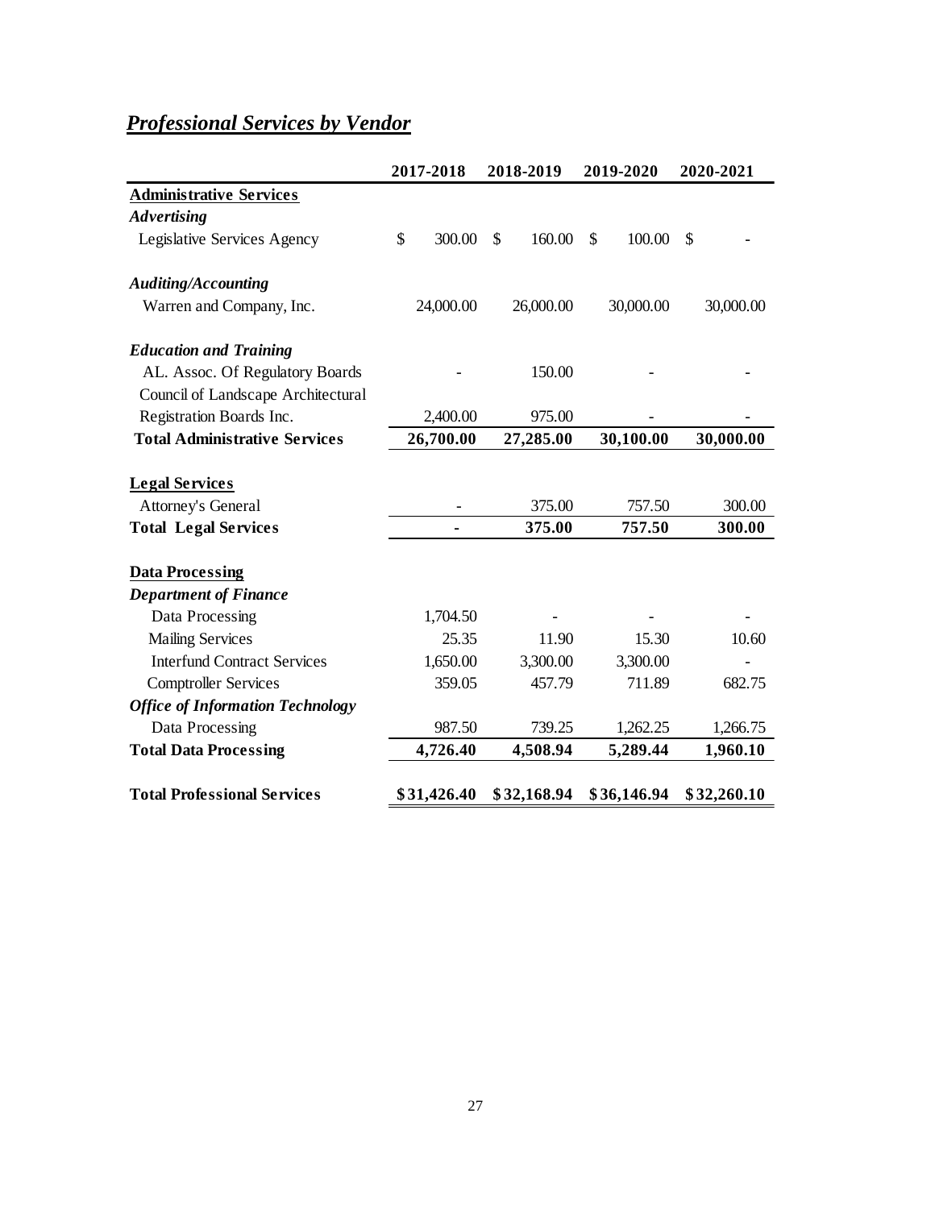## *Professional Services by Vendor*

| | 2017-2018 | 2018-2019 | 2019-2020 | 2020-2021 |
|---|---|---|---|---|
| **Administrative Services** | | | | |
| ***Advertising*** | | | | |
| Legislative Services Agency | $ 300.00 | $ 160.00 | $ 100.00 | $ - |
| ***Auditing/Accounting*** | | | | |
| Warren and Company, Inc. | 24,000.00 | 26,000.00 | 30,000.00 | 30,000.00 |
| ***Education and Training*** | | | | |
| AL. Assoc. Of Regulatory Boards | - | 150.00 | - | - |
| Council of Landscape Architectural Registration Boards Inc. | 2,400.00 | 975.00 | - | - |
| **Total Administrative Services** | **26,700.00** | **27,285.00** | **30,100.00** | **30,000.00** |
| **Legal Services** | | | | |
| Attorney's General | - | 375.00 | 757.50 | 300.00 |
| **Total Legal Services** | **-** | **375.00** | **757.50** | **300.00** |
| **Data Processing** | | | | |
| ***Department of Finance*** | | | | |
| Data Processing | 1,704.50 | - | - | - |
| Mailing Services | 25.35 | 11.90 | 15.30 | 10.60 |
| Interfund Contract Services | 1,650.00 | 3,300.00 | 3,300.00 | - |
| Comptroller Services | 359.05 | 457.79 | 711.89 | 682.75 |
| ***Office of Information Technology*** | | | | |
| Data Processing | 987.50 | 739.25 | 1,262.25 | 1,266.75 |
| **Total Data Processing** | **4,726.40** | **4,508.94** | **5,289.44** | **1,960.10** |
| **Total Professional Services** | **$31,426.40** | **$32,168.94** | **$36,146.94** | **$32,260.10** |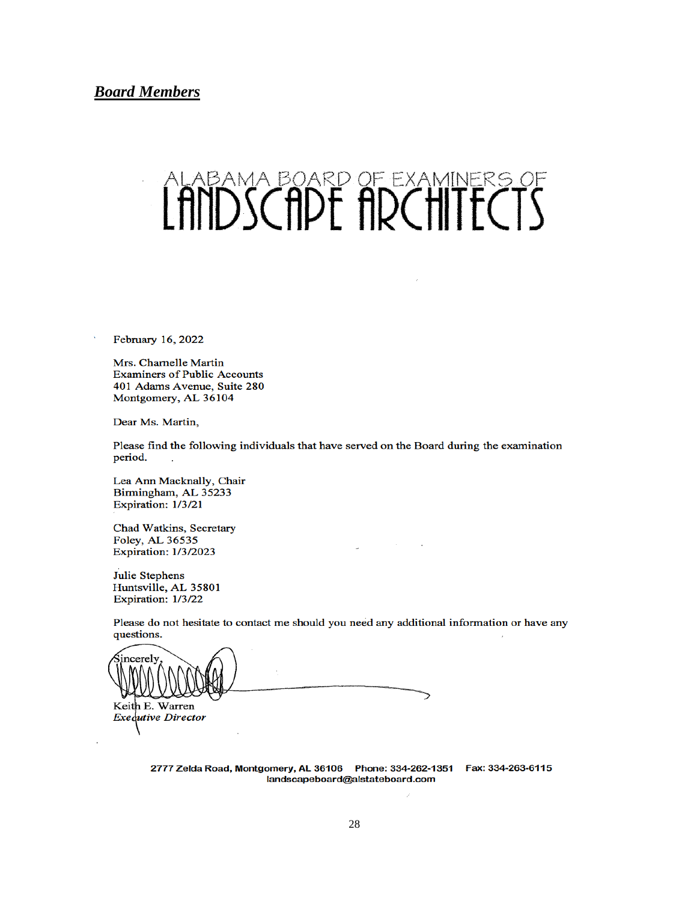***Board Members***

ALABAMA BOARD OF EXAMINERS OF
LANDSCAPE ARCHITECTS

February 16, 2022

Mrs. Charnelle Martin
Examiners of Public Accounts
401 Adams Avenue, Suite 280
Montgomery, AL 36104

Dear Ms. Martin,

Please find the following individuals that have served on the Board during the examination period.

Lea Ann Macknally, Chair
Birmingham, AL 35233
Expiration: 1/3/21

Chad Watkins, Secretary
Foley, AL 36535
Expiration: 1/3/2023

Julie Stephens
Huntsville, AL 35801
Expiration: 1/3/22

Please do not hesitate to contact me should you need any additional information or have any questions.

Sincerely,

Keith E. Warren
*Executive Director*

2777 Zelda Road, Montgomery, AL 36106 Phone: 334-262-1351 Fax: 334-263-6115
landscapeboard@alstateboard.com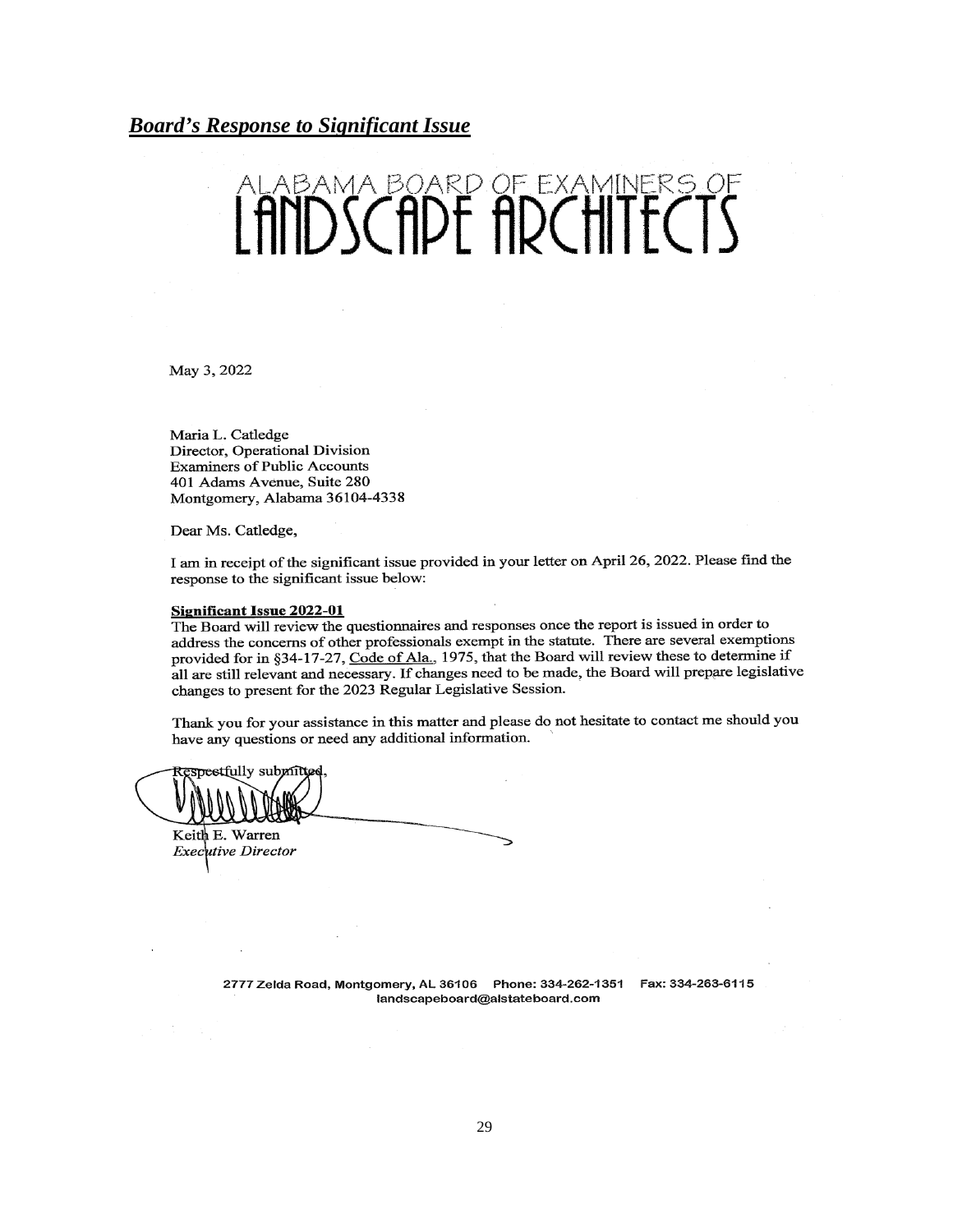## ***Board's Response to Significant Issue***

ALABAMA BOARD OF EXAMINERS OF
LANDSCAPE ARCHITECTS

May 3, 2022

Maria L. Catledge
Director, Operational Division
Examiners of Public Accounts
401 Adams Avenue, Suite 280
Montgomery, Alabama 36104-4338

Dear Ms. Catledge,

I am in receipt of the significant issue provided in your letter on April 26, 2022. Please find the response to the significant issue below:

**Significant Issue 2022-01**
The Board will review the questionnaires and responses once the report is issued in order to address the concerns of other professionals exempt in the statute. There are several exemptions provided for in §34-17-27, Code of Ala., 1975, that the Board will review these to determine if all are still relevant and necessary. If changes need to be made, the Board will prepare legislative changes to present for the 2023 Regular Legislative Session.

Thank you for your assistance in this matter and please do not hesitate to contact me should you have any questions or need any additional information.

Respectfully submitted,

Keith E. Warren
*Executive Director*

2777 Zelda Road, Montgomery, AL 36106 Phone: 334-262-1351 Fax: 334-263-6115
landscapeboard@alstateboard.com